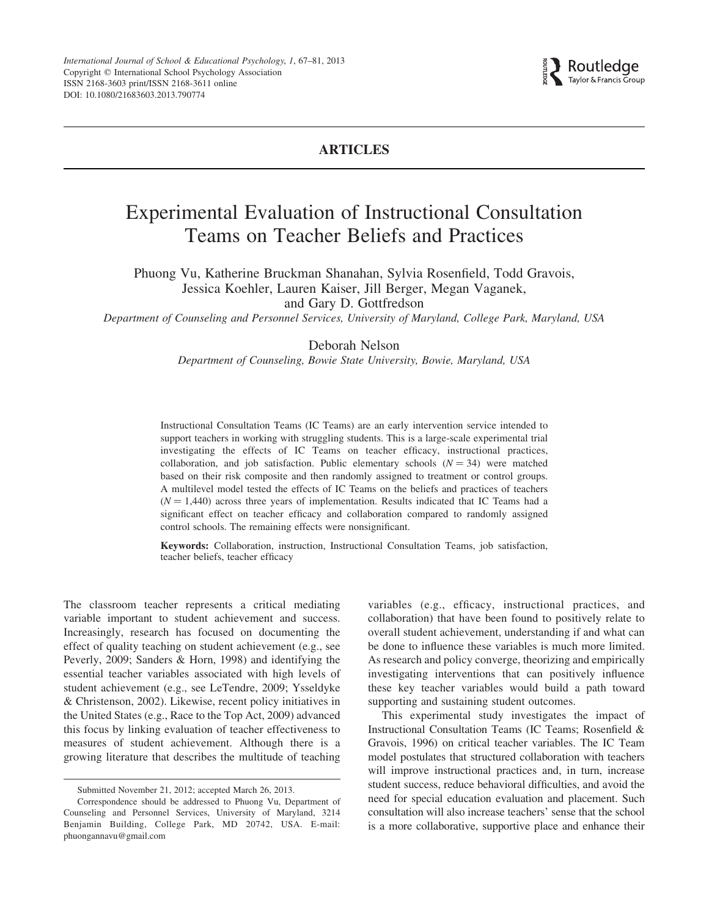International Journal of School & Educational Psychology, 1, 67–81, 2013
Copyright © International School Psychology Association
ISSN 2168-3603 print/ISSN 2168-3611 online
DOI: 10.1080/21683603.2013.790774

**ARTICLES**

# Experimental Evaluation of Instructional Consultation Teams on Teacher Beliefs and Practices

Phuong Vu, Katherine Bruckman Shanahan, Sylvia Rosenfield, Todd Gravois, Jessica Koehler, Lauren Kaiser, Jill Berger, Megan Vaganek, and Gary D. Gottfredson

*Department of Counseling and Personnel Services, University of Maryland, College Park, Maryland, USA*

Deborah Nelson

*Department of Counseling, Bowie State University, Bowie, Maryland, USA*

Instructional Consultation Teams (IC Teams) are an early intervention service intended to support teachers in working with struggling students. This is a large-scale experimental trial investigating the effects of IC Teams on teacher efficacy, instructional practices, collaboration, and job satisfaction. Public elementary schools ($N = 34$) were matched based on their risk composite and then randomly assigned to treatment or control groups. A multilevel model tested the effects of IC Teams on the beliefs and practices of teachers ($N = 1{,}440$) across three years of implementation. Results indicated that IC Teams had a significant effect on teacher efficacy and collaboration compared to randomly assigned control schools. The remaining effects were nonsignificant.

**Keywords:** Collaboration, instruction, Instructional Consultation Teams, job satisfaction, teacher beliefs, teacher efficacy

The classroom teacher represents a critical mediating variable important to student achievement and success. Increasingly, research has focused on documenting the effect of quality teaching on student achievement (e.g., see Peverly, 2009; Sanders & Horn, 1998) and identifying the essential teacher variables associated with high levels of student achievement (e.g., see LeTendre, 2009; Ysseldyke & Christenson, 2002). Likewise, recent policy initiatives in the United States (e.g., Race to the Top Act, 2009) advanced this focus by linking evaluation of teacher effectiveness to measures of student achievement. Although there is a growing literature that describes the multitude of teaching variables (e.g., efficacy, instructional practices, and collaboration) that have been found to positively relate to overall student achievement, understanding if and what can be done to influence these variables is much more limited. As research and policy converge, theorizing and empirically investigating interventions that can positively influence these key teacher variables would build a path toward supporting and sustaining student outcomes.

This experimental study investigates the impact of Instructional Consultation Teams (IC Teams; Rosenfield & Gravois, 1996) on critical teacher variables. The IC Team model postulates that structured collaboration with teachers will improve instructional practices and, in turn, increase student success, reduce behavioral difficulties, and avoid the need for special education evaluation and placement. Such consultation will also increase teachers' sense that the school is a more collaborative, supportive place and enhance their

Submitted November 21, 2012; accepted March 26, 2013.

Correspondence should be addressed to Phuong Vu, Department of Counseling and Personnel Services, University of Maryland, 3214 Benjamin Building, College Park, MD 20742, USA. E-mail: phuongannavu@gmail.com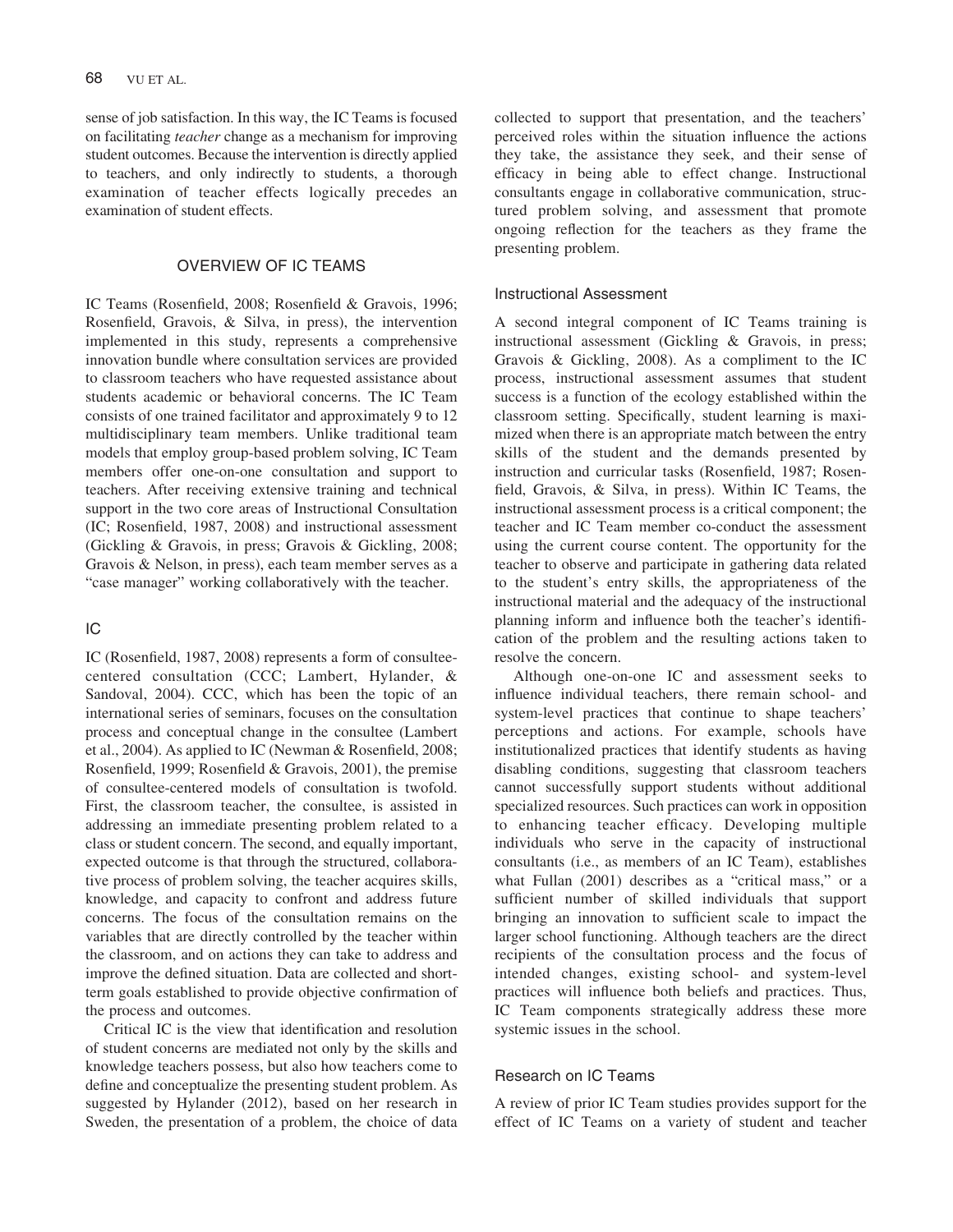sense of job satisfaction. In this way, the IC Teams is focused on facilitating *teacher* change as a mechanism for improving student outcomes. Because the intervention is directly applied to teachers, and only indirectly to students, a thorough examination of teacher effects logically precedes an examination of student effects.

## OVERVIEW OF IC TEAMS

IC Teams (Rosenfield, 2008; Rosenfield & Gravois, 1996; Rosenfield, Gravois, & Silva, in press), the intervention implemented in this study, represents a comprehensive innovation bundle where consultation services are provided to classroom teachers who have requested assistance about students academic or behavioral concerns. The IC Team consists of one trained facilitator and approximately 9 to 12 multidisciplinary team members. Unlike traditional team models that employ group-based problem solving, IC Team members offer one-on-one consultation and support to teachers. After receiving extensive training and technical support in the two core areas of Instructional Consultation (IC; Rosenfield, 1987, 2008) and instructional assessment (Gickling & Gravois, in press; Gravois & Gickling, 2008; Gravois & Nelson, in press), each team member serves as a "case manager" working collaboratively with the teacher.

### IC

IC (Rosenfield, 1987, 2008) represents a form of consultee-centered consultation (CCC; Lambert, Hylander, & Sandoval, 2004). CCC, which has been the topic of an international series of seminars, focuses on the consultation process and conceptual change in the consultee (Lambert et al., 2004). As applied to IC (Newman & Rosenfield, 2008; Rosenfield, 1999; Rosenfield & Gravois, 2001), the premise of consultee-centered models of consultation is twofold. First, the classroom teacher, the consultee, is assisted in addressing an immediate presenting problem related to a class or student concern. The second, and equally important, expected outcome is that through the structured, collaborative process of problem solving, the teacher acquires skills, knowledge, and capacity to confront and address future concerns. The focus of the consultation remains on the variables that are directly controlled by the teacher within the classroom, and on actions they can take to address and improve the defined situation. Data are collected and short-term goals established to provide objective confirmation of the process and outcomes.

Critical IC is the view that identification and resolution of student concerns are mediated not only by the skills and knowledge teachers possess, but also how teachers come to define and conceptualize the presenting student problem. As suggested by Hylander (2012), based on her research in Sweden, the presentation of a problem, the choice of data collected to support that presentation, and the teachers' perceived roles within the situation influence the actions they take, the assistance they seek, and their sense of efficacy in being able to effect change. Instructional consultants engage in collaborative communication, structured problem solving, and assessment that promote ongoing reflection for the teachers as they frame the presenting problem.

### Instructional Assessment

A second integral component of IC Teams training is instructional assessment (Gickling & Gravois, in press; Gravois & Gickling, 2008). As a compliment to the IC process, instructional assessment assumes that student success is a function of the ecology established within the classroom setting. Specifically, student learning is maximized when there is an appropriate match between the entry skills of the student and the demands presented by instruction and curricular tasks (Rosenfield, 1987; Rosenfield, Gravois, & Silva, in press). Within IC Teams, the instructional assessment process is a critical component; the teacher and IC Team member co-conduct the assessment using the current course content. The opportunity for the teacher to observe and participate in gathering data related to the student's entry skills, the appropriateness of the instructional material and the adequacy of the instructional planning inform and influence both the teacher's identification of the problem and the resulting actions taken to resolve the concern.

Although one-on-one IC and assessment seeks to influence individual teachers, there remain school- and system-level practices that continue to shape teachers' perceptions and actions. For example, schools have institutionalized practices that identify students as having disabling conditions, suggesting that classroom teachers cannot successfully support students without additional specialized resources. Such practices can work in opposition to enhancing teacher efficacy. Developing multiple individuals who serve in the capacity of instructional consultants (i.e., as members of an IC Team), establishes what Fullan (2001) describes as a "critical mass," or a sufficient number of skilled individuals that support bringing an innovation to sufficient scale to impact the larger school functioning. Although teachers are the direct recipients of the consultation process and the focus of intended changes, existing school- and system-level practices will influence both beliefs and practices. Thus, IC Team components strategically address these more systemic issues in the school.

### Research on IC Teams

A review of prior IC Team studies provides support for the effect of IC Teams on a variety of student and teacher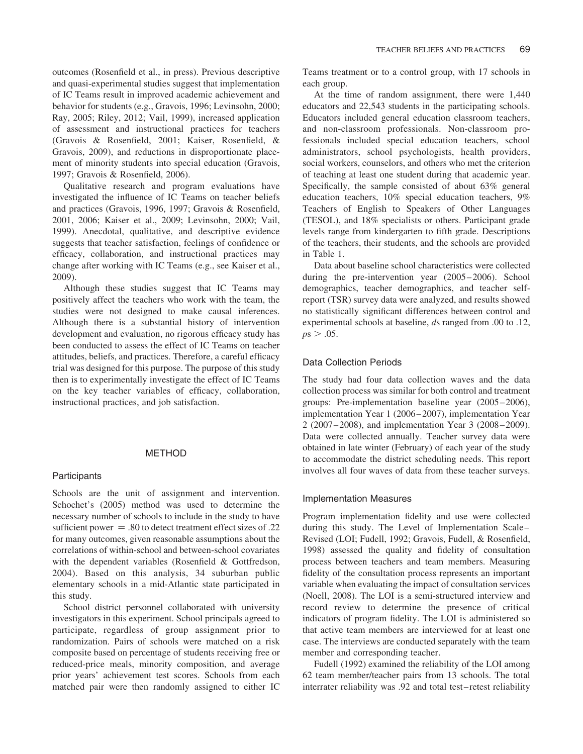outcomes (Rosenfield et al., in press). Previous descriptive and quasi-experimental studies suggest that implementation of IC Teams result in improved academic achievement and behavior for students (e.g., Gravois, 1996; Levinsohn, 2000; Ray, 2005; Riley, 2012; Vail, 1999), increased application of assessment and instructional practices for teachers (Gravois & Rosenfield, 2001; Kaiser, Rosenfield, & Gravois, 2009), and reductions in disproportionate placement of minority students into special education (Gravois, 1997; Gravois & Rosenfield, 2006).

Qualitative research and program evaluations have investigated the influence of IC Teams on teacher beliefs and practices (Gravois, 1996, 1997; Gravois & Rosenfield, 2001, 2006; Kaiser et al., 2009; Levinsohn, 2000; Vail, 1999). Anecdotal, qualitative, and descriptive evidence suggests that teacher satisfaction, feelings of confidence or efficacy, collaboration, and instructional practices may change after working with IC Teams (e.g., see Kaiser et al., 2009).

Although these studies suggest that IC Teams may positively affect the teachers who work with the team, the studies were not designed to make causal inferences. Although there is a substantial history of intervention development and evaluation, no rigorous efficacy study has been conducted to assess the effect of IC Teams on teacher attitudes, beliefs, and practices. Therefore, a careful efficacy trial was designed for this purpose. The purpose of this study then is to experimentally investigate the effect of IC Teams on the key teacher variables of efficacy, collaboration, instructional practices, and job satisfaction.

## METHOD

### Participants

Schools are the unit of assignment and intervention. Schochet's (2005) method was used to determine the necessary number of schools to include in the study to have sufficient power = .80 to detect treatment effect sizes of .22 for many outcomes, given reasonable assumptions about the correlations of within-school and between-school covariates with the dependent variables (Rosenfield & Gottfredson, 2004). Based on this analysis, 34 suburban public elementary schools in a mid-Atlantic state participated in this study.

School district personnel collaborated with university investigators in this experiment. School principals agreed to participate, regardless of group assignment prior to randomization. Pairs of schools were matched on a risk composite based on percentage of students receiving free or reduced-price meals, minority composition, and average prior years' achievement test scores. Schools from each matched pair were then randomly assigned to either IC Teams treatment or to a control group, with 17 schools in each group.

At the time of random assignment, there were 1,440 educators and 22,543 students in the participating schools. Educators included general education classroom teachers, and non-classroom professionals. Non-classroom professionals included special education teachers, school administrators, school psychologists, health providers, social workers, counselors, and others who met the criterion of teaching at least one student during that academic year. Specifically, the sample consisted of about 63% general education teachers, 10% special education teachers, 9% Teachers of English to Speakers of Other Languages (TESOL), and 18% specialists or others. Participant grade levels range from kindergarten to fifth grade. Descriptions of the teachers, their students, and the schools are provided in Table 1.

Data about baseline school characteristics were collected during the pre-intervention year (2005–2006). School demographics, teacher demographics, and teacher self-report (TSR) survey data were analyzed, and results showed no statistically significant differences between control and experimental schools at baseline, *d*s ranged from .00 to .12, $ps > .05$.

### Data Collection Periods

The study had four data collection waves and the data collection process was similar for both control and treatment groups: Pre-implementation baseline year (2005–2006), implementation Year 1 (2006–2007), implementation Year 2 (2007–2008), and implementation Year 3 (2008–2009). Data were collected annually. Teacher survey data were obtained in late winter (February) of each year of the study to accommodate the district scheduling needs. This report involves all four waves of data from these teacher surveys.

### Implementation Measures

Program implementation fidelity and use were collected during this study. The Level of Implementation Scale–Revised (LOI; Fudell, 1992; Gravois, Fudell, & Rosenfield, 1998) assessed the quality and fidelity of consultation process between teachers and team members. Measuring fidelity of the consultation process represents an important variable when evaluating the impact of consultation services (Noell, 2008). The LOI is a semi-structured interview and record review to determine the presence of critical indicators of program fidelity. The LOI is administered so that active team members are interviewed for at least one case. The interviews are conducted separately with the team member and corresponding teacher.

Fudell (1992) examined the reliability of the LOI among 62 team member/teacher pairs from 13 schools. The total interrater reliability was .92 and total test–retest reliability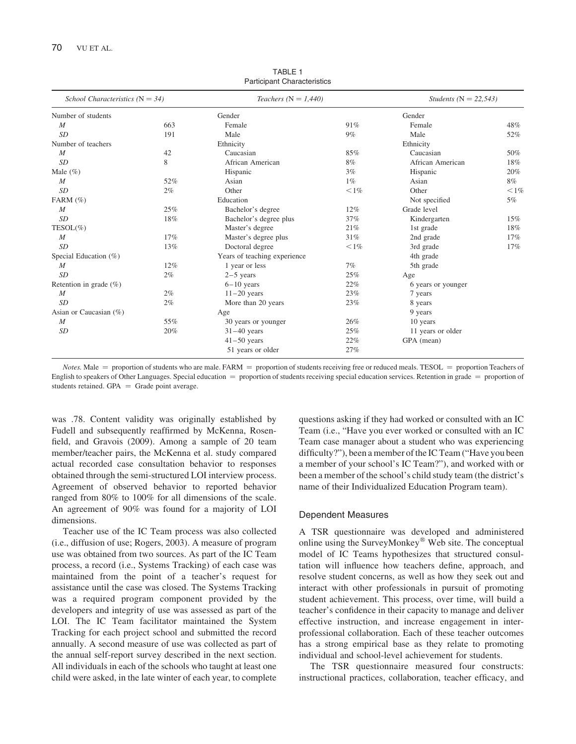TABLE 1
Participant Characteristics

| *School Characteristics (N = 34)* | | *Teachers (N = 1,440)* | | *Students (N = 22,543)* | |
|---|---|---|---|---|---|
| Number of students | | Gender | | Gender | |
| *M* | 663 | Female | 91% | Female | 48% |
| *SD* | 191 | Male | 9% | Male | 52% |
| Number of teachers | | Ethnicity | | Ethnicity | |
| *M* | 42 | Caucasian | 85% | Caucasian | 50% |
| *SD* | 8 | African American | 8% | African American | 18% |
| Male (%) | | Hispanic | 3% | Hispanic | 20% |
| *M* | 52% | Asian | 1% | Asian | 8% |
| *SD* | 2% | Other | <1% | Other | <1% |
| FARM (%) | | Education | | Not specified | 5% |
| *M* | 25% | Bachelor's degree | 12% | Grade level | |
| *SD* | 18% | Bachelor's degree plus | 37% | Kindergarten | 15% |
| TESOL(%) | | Master's degree | 21% | 1st grade | 18% |
| *M* | 17% | Master's degree plus | 31% | 2nd grade | 17% |
| *SD* | 13% | Doctoral degree | <1% | 3rd grade | 17% |
| Special Education (%) | | Years of teaching experience | | 4th grade | |
| *M* | 12% | 1 year or less | 7% | 5th grade | |
| *SD* | 2% | 2–5 years | 25% | Age | |
| Retention in grade (%) | | 6–10 years | 22% | 6 years or younger | |
| *M* | 2% | 11–20 years | 23% | 7 years | |
| *SD* | 2% | More than 20 years | 23% | 8 years | |
| Asian or Caucasian (%) | | Age | | 9 years | |
| *M* | 55% | 30 years or younger | 26% | 10 years | |
| *SD* | 20% | 31–40 years | 25% | 11 years or older | |
| | | 41–50 years | 22% | GPA (mean) | |
| | | 51 years or older | 27% | | |

*Notes.* Male = proportion of students who are male. FARM = proportion of students receiving free or reduced meals. TESOL = proportion Teachers of English to speakers of Other Languages. Special education = proportion of students receiving special education services. Retention in grade = proportion of students retained. GPA = Grade point average.

was .78. Content validity was originally established by Fudell and subsequently reaffirmed by McKenna, Rosenfield, and Gravois (2009). Among a sample of 20 team member/teacher pairs, the McKenna et al. study compared actual recorded case consultation behavior to responses obtained through the semi-structured LOI interview process. Agreement of observed behavior to reported behavior ranged from 80% to 100% for all dimensions of the scale. An agreement of 90% was found for a majority of LOI dimensions.

Teacher use of the IC Team process was also collected (i.e., diffusion of use; Rogers, 2003). A measure of program use was obtained from two sources. As part of the IC Team process, a record (i.e., Systems Tracking) of each case was maintained from the point of a teacher's request for assistance until the case was closed. The Systems Tracking was a required program component provided by the developers and integrity of use was assessed as part of the LOI. The IC Team facilitator maintained the System Tracking for each project school and submitted the record annually. A second measure of use was collected as part of the annual self-report survey described in the next section. All individuals in each of the schools who taught at least one child were asked, in the late winter of each year, to complete questions asking if they had worked or consulted with an IC Team (i.e., "Have you ever worked or consulted with an IC Team case manager about a student who was experiencing difficulty?"), been a member of the IC Team ("Have you been a member of your school's IC Team?"), and worked with or been a member of the school's child study team (the district's name of their Individualized Education Program team).

## Dependent Measures

A TSR questionnaire was developed and administered online using the SurveyMonkey® Web site. The conceptual model of IC Teams hypothesizes that structured consultation will influence how teachers define, approach, and resolve student concerns, as well as how they seek out and interact with other professionals in pursuit of promoting student achievement. This process, over time, will build a teacher's confidence in their capacity to manage and deliver effective instruction, and increase engagement in interprofessional collaboration. Each of these teacher outcomes has a strong empirical base as they relate to promoting individual and school-level achievement for students.

The TSR questionnaire measured four constructs: instructional practices, collaboration, teacher efficacy, and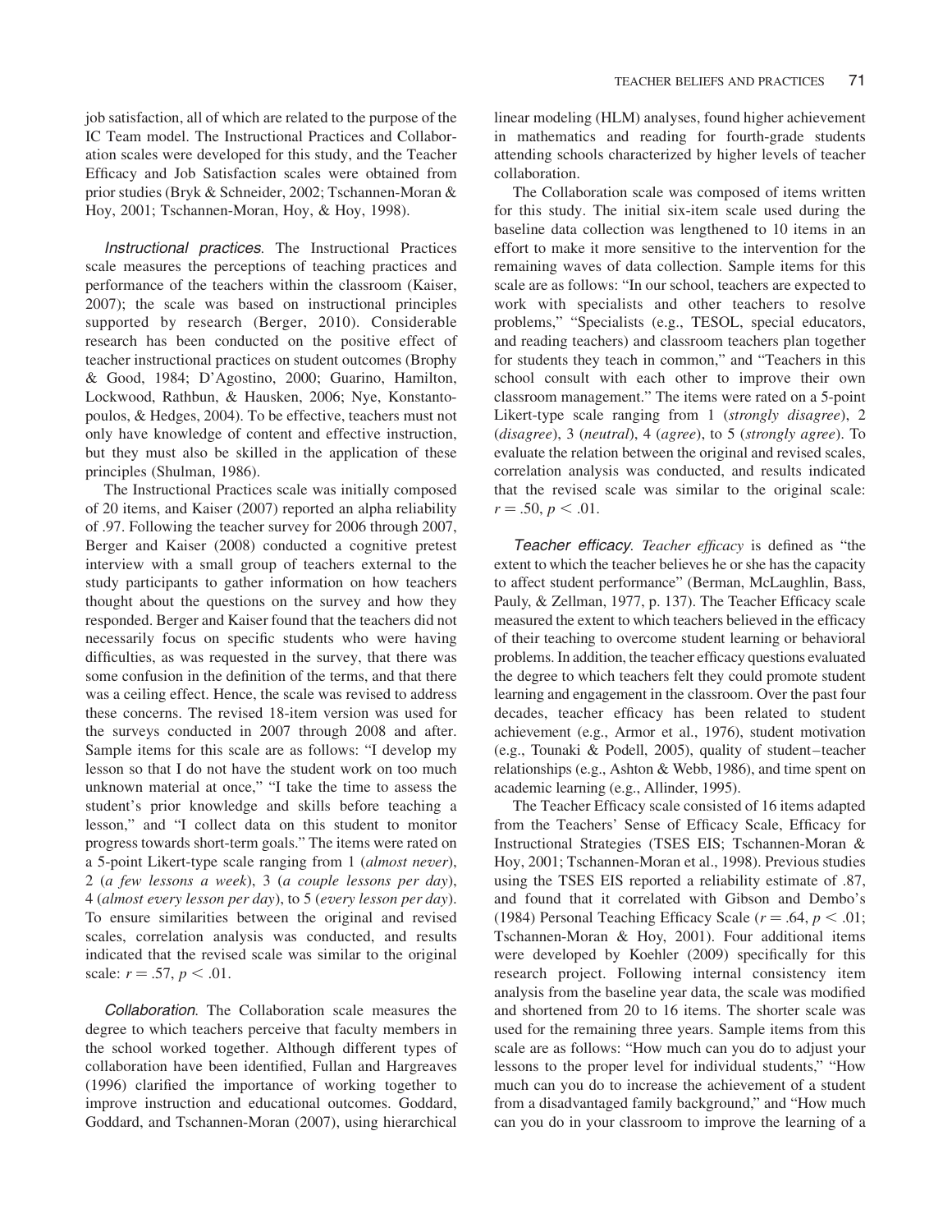job satisfaction, all of which are related to the purpose of the IC Team model. The Instructional Practices and Collaboration scales were developed for this study, and the Teacher Efficacy and Job Satisfaction scales were obtained from prior studies (Bryk & Schneider, 2002; Tschannen-Moran & Hoy, 2001; Tschannen-Moran, Hoy, & Hoy, 1998).

*Instructional practices.* The Instructional Practices scale measures the perceptions of teaching practices and performance of the teachers within the classroom (Kaiser, 2007); the scale was based on instructional principles supported by research (Berger, 2010). Considerable research has been conducted on the positive effect of teacher instructional practices on student outcomes (Brophy & Good, 1984; D'Agostino, 2000; Guarino, Hamilton, Lockwood, Rathbun, & Hausken, 2006; Nye, Konstantopoulos, & Hedges, 2004). To be effective, teachers must not only have knowledge of content and effective instruction, but they must also be skilled in the application of these principles (Shulman, 1986).

The Instructional Practices scale was initially composed of 20 items, and Kaiser (2007) reported an alpha reliability of .97. Following the teacher survey for 2006 through 2007, Berger and Kaiser (2008) conducted a cognitive pretest interview with a small group of teachers external to the study participants to gather information on how teachers thought about the questions on the survey and how they responded. Berger and Kaiser found that the teachers did not necessarily focus on specific students who were having difficulties, as was requested in the survey, that there was some confusion in the definition of the terms, and that there was a ceiling effect. Hence, the scale was revised to address these concerns. The revised 18-item version was used for the surveys conducted in 2007 through 2008 and after. Sample items for this scale are as follows: "I develop my lesson so that I do not have the student work on too much unknown material at once," "I take the time to assess the student's prior knowledge and skills before teaching a lesson," and "I collect data on this student to monitor progress towards short-term goals." The items were rated on a 5-point Likert-type scale ranging from 1 (*almost never*), 2 (*a few lessons a week*), 3 (*a couple lessons per day*), 4 (*almost every lesson per day*), to 5 (*every lesson per day*). To ensure similarities between the original and revised scales, correlation analysis was conducted, and results indicated that the revised scale was similar to the original scale: $r = .57$, $p < .01$.

*Collaboration.* The Collaboration scale measures the degree to which teachers perceive that faculty members in the school worked together. Although different types of collaboration have been identified, Fullan and Hargreaves (1996) clarified the importance of working together to improve instruction and educational outcomes. Goddard, Goddard, and Tschannen-Moran (2007), using hierarchical linear modeling (HLM) analyses, found higher achievement in mathematics and reading for fourth-grade students attending schools characterized by higher levels of teacher collaboration.

The Collaboration scale was composed of items written for this study. The initial six-item scale used during the baseline data collection was lengthened to 10 items in an effort to make it more sensitive to the intervention for the remaining waves of data collection. Sample items for this scale are as follows: "In our school, teachers are expected to work with specialists and other teachers to resolve problems," "Specialists (e.g., TESOL, special educators, and reading teachers) and classroom teachers plan together for students they teach in common," and "Teachers in this school consult with each other to improve their own classroom management." The items were rated on a 5-point Likert-type scale ranging from 1 (*strongly disagree*), 2 (*disagree*), 3 (*neutral*), 4 (*agree*), to 5 (*strongly agree*). To evaluate the relation between the original and revised scales, correlation analysis was conducted, and results indicated that the revised scale was similar to the original scale: $r = .50$, $p < .01$.

*Teacher efficacy.* *Teacher efficacy* is defined as "the extent to which the teacher believes he or she has the capacity to affect student performance" (Berman, McLaughlin, Bass, Pauly, & Zellman, 1977, p. 137). The Teacher Efficacy scale measured the extent to which teachers believed in the efficacy of their teaching to overcome student learning or behavioral problems. In addition, the teacher efficacy questions evaluated the degree to which teachers felt they could promote student learning and engagement in the classroom. Over the past four decades, teacher efficacy has been related to student achievement (e.g., Armor et al., 1976), student motivation (e.g., Tounaki & Podell, 2005), quality of student–teacher relationships (e.g., Ashton & Webb, 1986), and time spent on academic learning (e.g., Allinder, 1995).

The Teacher Efficacy scale consisted of 16 items adapted from the Teachers' Sense of Efficacy Scale, Efficacy for Instructional Strategies (TSES EIS; Tschannen-Moran & Hoy, 2001; Tschannen-Moran et al., 1998). Previous studies using the TSES EIS reported a reliability estimate of .87, and found that it correlated with Gibson and Dembo's (1984) Personal Teaching Efficacy Scale ($r = .64$, $p < .01$; Tschannen-Moran & Hoy, 2001). Four additional items were developed by Koehler (2009) specifically for this research project. Following internal consistency item analysis from the baseline year data, the scale was modified and shortened from 20 to 16 items. The shorter scale was used for the remaining three years. Sample items from this scale are as follows: "How much can you do to adjust your lessons to the proper level for individual students," "How much can you do to increase the achievement of a student from a disadvantaged family background," and "How much can you do in your classroom to improve the learning of a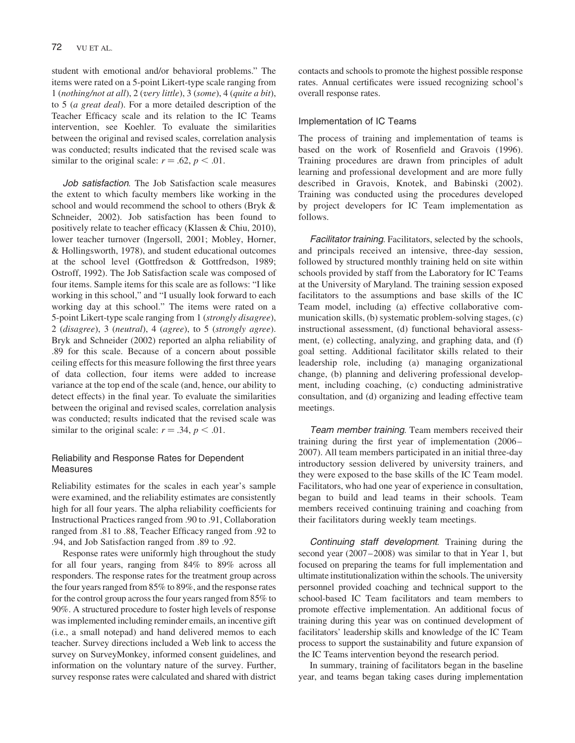student with emotional and/or behavioral problems." The items were rated on a 5-point Likert-type scale ranging from 1 (*nothing/not at all*), 2 (*very little*), 3 (*some*), 4 (*quite a bit*), to 5 (*a great deal*). For a more detailed description of the Teacher Efficacy scale and its relation to the IC Teams intervention, see Koehler. To evaluate the similarities between the original and revised scales, correlation analysis was conducted; results indicated that the revised scale was similar to the original scale: $r = .62$, $p < .01$.

*Job satisfaction*. The Job Satisfaction scale measures the extent to which faculty members like working in the school and would recommend the school to others (Bryk & Schneider, 2002). Job satisfaction has been found to positively relate to teacher efficacy (Klassen & Chiu, 2010), lower teacher turnover (Ingersoll, 2001; Mobley, Horner, & Hollingsworth, 1978), and student educational outcomes at the school level (Gottfredson & Gottfredson, 1989; Ostroff, 1992). The Job Satisfaction scale was composed of four items. Sample items for this scale are as follows: "I like working in this school," and "I usually look forward to each working day at this school." The items were rated on a 5-point Likert-type scale ranging from 1 (*strongly disagree*), 2 (*disagree*), 3 (*neutral*), 4 (*agree*), to 5 (*strongly agree*). Bryk and Schneider (2002) reported an alpha reliability of .89 for this scale. Because of a concern about possible ceiling effects for this measure following the first three years of data collection, four items were added to increase variance at the top end of the scale (and, hence, our ability to detect effects) in the final year. To evaluate the similarities between the original and revised scales, correlation analysis was conducted; results indicated that the revised scale was similar to the original scale: $r = .34$, $p < .01$.

## Reliability and Response Rates for Dependent Measures

Reliability estimates for the scales in each year's sample were examined, and the reliability estimates are consistently high for all four years. The alpha reliability coefficients for Instructional Practices ranged from .90 to .91, Collaboration ranged from .81 to .88, Teacher Efficacy ranged from .92 to .94, and Job Satisfaction ranged from .89 to .92.

Response rates were uniformly high throughout the study for all four years, ranging from 84% to 89% across all responders. The response rates for the treatment group across the four years ranged from 85% to 89%, and the response rates for the control group across the four years ranged from 85% to 90%. A structured procedure to foster high levels of response was implemented including reminder emails, an incentive gift (i.e., a small notepad) and hand delivered memos to each teacher. Survey directions included a Web link to access the survey on SurveyMonkey, informed consent guidelines, and information on the voluntary nature of the survey. Further, survey response rates were calculated and shared with district contacts and schools to promote the highest possible response rates. Annual certificates were issued recognizing school's overall response rates.

## Implementation of IC Teams

The process of training and implementation of teams is based on the work of Rosenfield and Gravois (1996). Training procedures are drawn from principles of adult learning and professional development and are more fully described in Gravois, Knotek, and Babinski (2002). Training was conducted using the procedures developed by project developers for IC Team implementation as follows.

*Facilitator training*. Facilitators, selected by the schools, and principals received an intensive, three-day session, followed by structured monthly training held on site within schools provided by staff from the Laboratory for IC Teams at the University of Maryland. The training session exposed facilitators to the assumptions and base skills of the IC Team model, including (a) effective collaborative communication skills, (b) systematic problem-solving stages, (c) instructional assessment, (d) functional behavioral assessment, (e) collecting, analyzing, and graphing data, and (f) goal setting. Additional facilitator skills related to their leadership role, including (a) managing organizational change, (b) planning and delivering professional development, including coaching, (c) conducting administrative consultation, and (d) organizing and leading effective team meetings.

*Team member training*. Team members received their training during the first year of implementation (2006–2007). All team members participated in an initial three-day introductory session delivered by university trainers, and they were exposed to the base skills of the IC Team model. Facilitators, who had one year of experience in consultation, began to build and lead teams in their schools. Team members received continuing training and coaching from their facilitators during weekly team meetings.

*Continuing staff development*. Training during the second year (2007–2008) was similar to that in Year 1, but focused on preparing the teams for full implementation and ultimate institutionalization within the schools. The university personnel provided coaching and technical support to the school-based IC Team facilitators and team members to promote effective implementation. An additional focus of training during this year was on continued development of facilitators' leadership skills and knowledge of the IC Team process to support the sustainability and future expansion of the IC Teams intervention beyond the research period.

In summary, training of facilitators began in the baseline year, and teams began taking cases during implementation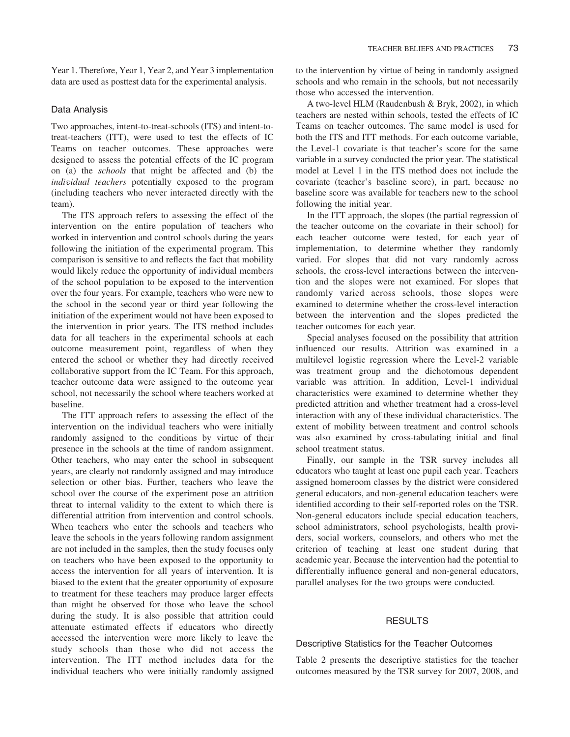Year 1. Therefore, Year 1, Year 2, and Year 3 implementation data are used as posttest data for the experimental analysis.

### Data Analysis

Two approaches, intent-to-treat-schools (ITS) and intent-to-treat-teachers (ITT), were used to test the effects of IC Teams on teacher outcomes. These approaches were designed to assess the potential effects of the IC program on (a) the *schools* that might be affected and (b) the *individual teachers* potentially exposed to the program (including teachers who never interacted directly with the team).

The ITS approach refers to assessing the effect of the intervention on the entire population of teachers who worked in intervention and control schools during the years following the initiation of the experimental program. This comparison is sensitive to and reflects the fact that mobility would likely reduce the opportunity of individual members of the school population to be exposed to the intervention over the four years. For example, teachers who were new to the school in the second year or third year following the initiation of the experiment would not have been exposed to the intervention in prior years. The ITS method includes data for all teachers in the experimental schools at each outcome measurement point, regardless of when they entered the school or whether they had directly received collaborative support from the IC Team. For this approach, teacher outcome data were assigned to the outcome year school, not necessarily the school where teachers worked at baseline.

The ITT approach refers to assessing the effect of the intervention on the individual teachers who were initially randomly assigned to the conditions by virtue of their presence in the schools at the time of random assignment. Other teachers, who may enter the school in subsequent years, are clearly not randomly assigned and may introduce selection or other bias. Further, teachers who leave the school over the course of the experiment pose an attrition threat to internal validity to the extent to which there is differential attrition from intervention and control schools. When teachers who enter the schools and teachers who leave the schools in the years following random assignment are not included in the samples, then the study focuses only on teachers who have been exposed to the opportunity to access the intervention for all years of intervention. It is biased to the extent that the greater opportunity of exposure to treatment for these teachers may produce larger effects than might be observed for those who leave the school during the study. It is also possible that attrition could attenuate estimated effects if educators who directly accessed the intervention were more likely to leave the study schools than those who did not access the intervention. The ITT method includes data for the individual teachers who were initially randomly assigned to the intervention by virtue of being in randomly assigned schools and who remain in the schools, but not necessarily those who accessed the intervention.

A two-level HLM (Raudenbush & Bryk, 2002), in which teachers are nested within schools, tested the effects of IC Teams on teacher outcomes. The same model is used for both the ITS and ITT methods. For each outcome variable, the Level-1 covariate is that teacher's score for the same variable in a survey conducted the prior year. The statistical model at Level 1 in the ITS method does not include the covariate (teacher's baseline score), in part, because no baseline score was available for teachers new to the school following the initial year.

In the ITT approach, the slopes (the partial regression of the teacher outcome on the covariate in their school) for each teacher outcome were tested, for each year of implementation, to determine whether they randomly varied. For slopes that did not vary randomly across schools, the cross-level interactions between the intervention and the slopes were not examined. For slopes that randomly varied across schools, those slopes were examined to determine whether the cross-level interaction between the intervention and the slopes predicted the teacher outcomes for each year.

Special analyses focused on the possibility that attrition influenced our results. Attrition was examined in a multilevel logistic regression where the Level-2 variable was treatment group and the dichotomous dependent variable was attrition. In addition, Level-1 individual characteristics were examined to determine whether they predicted attrition and whether treatment had a cross-level interaction with any of these individual characteristics. The extent of mobility between treatment and control schools was also examined by cross-tabulating initial and final school treatment status.

Finally, our sample in the TSR survey includes all educators who taught at least one pupil each year. Teachers assigned homeroom classes by the district were considered general educators, and non-general education teachers were identified according to their self-reported roles on the TSR. Non-general educators include special education teachers, school administrators, school psychologists, health providers, social workers, counselors, and others who met the criterion of teaching at least one student during that academic year. Because the intervention had the potential to differentially influence general and non-general educators, parallel analyses for the two groups were conducted.

## RESULTS

### Descriptive Statistics for the Teacher Outcomes

Table 2 presents the descriptive statistics for the teacher outcomes measured by the TSR survey for 2007, 2008, and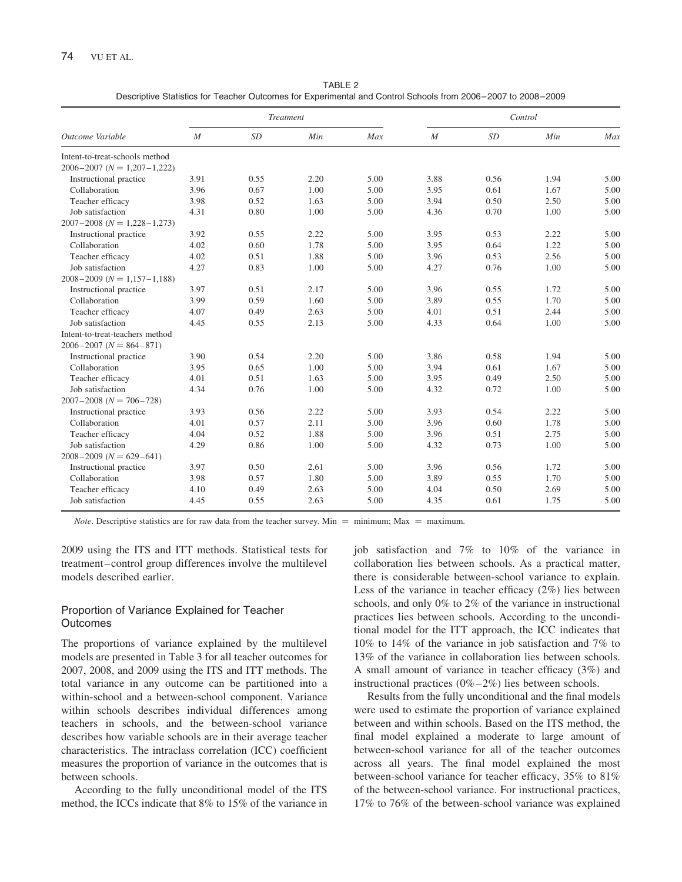TABLE 2
Descriptive Statistics for Teacher Outcomes for Experimental and Control Schools from 2006–2007 to 2008–2009

| Outcome Variable | Treatment | | | | Control | | | |
|---|---|---|---|---|---|---|---|---|
| | *M* | *SD* | *Min* | *Max* | *M* | *SD* | *Min* | *Max* |
| Intent-to-treat-schools method | | | | | | | | |
| 2006–2007 ($N$ = 1,207–1,222) | | | | | | | | |
| Instructional practice | 3.91 | 0.55 | 2.20 | 5.00 | 3.88 | 0.56 | 1.94 | 5.00 |
| Collaboration | 3.96 | 0.67 | 1.00 | 5.00 | 3.95 | 0.61 | 1.67 | 5.00 |
| Teacher efficacy | 3.98 | 0.52 | 1.63 | 5.00 | 3.94 | 0.50 | 2.50 | 5.00 |
| Job satisfaction | 4.31 | 0.80 | 1.00 | 5.00 | 4.36 | 0.70 | 1.00 | 5.00 |
| 2007–2008 ($N$ = 1,228–1,273) | | | | | | | | |
| Instructional practice | 3.92 | 0.55 | 2.22 | 5.00 | 3.95 | 0.53 | 2.22 | 5.00 |
| Collaboration | 4.02 | 0.60 | 1.78 | 5.00 | 3.95 | 0.64 | 1.22 | 5.00 |
| Teacher efficacy | 4.02 | 0.51 | 1.88 | 5.00 | 3.96 | 0.53 | 2.56 | 5.00 |
| Job satisfaction | 4.27 | 0.83 | 1.00 | 5.00 | 4.27 | 0.76 | 1.00 | 5.00 |
| 2008–2009 ($N$ = 1,157–1,188) | | | | | | | | |
| Instructional practice | 3.97 | 0.51 | 2.17 | 5.00 | 3.96 | 0.55 | 1.72 | 5.00 |
| Collaboration | 3.99 | 0.59 | 1.60 | 5.00 | 3.89 | 0.55 | 1.70 | 5.00 |
| Teacher efficacy | 4.07 | 0.49 | 2.63 | 5.00 | 4.01 | 0.51 | 2.44 | 5.00 |
| Job satisfaction | 4.45 | 0.55 | 2.13 | 5.00 | 4.33 | 0.64 | 1.00 | 5.00 |
| Intent-to-treat-teachers method | | | | | | | | |
| 2006–2007 ($N$ = 864–871) | | | | | | | | |
| Instructional practice | 3.90 | 0.54 | 2.20 | 5.00 | 3.86 | 0.58 | 1.94 | 5.00 |
| Collaboration | 3.95 | 0.65 | 1.00 | 5.00 | 3.94 | 0.61 | 1.67 | 5.00 |
| Teacher efficacy | 4.01 | 0.51 | 1.63 | 5.00 | 3.95 | 0.49 | 2.50 | 5.00 |
| Job satisfaction | 4.34 | 0.76 | 1.00 | 5.00 | 4.32 | 0.72 | 1.00 | 5.00 |
| 2007–2008 ($N$ = 706–728) | | | | | | | | |
| Instructional practice | 3.93 | 0.56 | 2.22 | 5.00 | 3.93 | 0.54 | 2.22 | 5.00 |
| Collaboration | 4.01 | 0.57 | 2.11 | 5.00 | 3.96 | 0.60 | 1.78 | 5.00 |
| Teacher efficacy | 4.04 | 0.52 | 1.88 | 5.00 | 3.96 | 0.51 | 2.75 | 5.00 |
| Job satisfaction | 4.29 | 0.86 | 1.00 | 5.00 | 4.32 | 0.73 | 1.00 | 5.00 |
| 2008–2009 ($N$ = 629–641) | | | | | | | | |
| Instructional practice | 3.97 | 0.50 | 2.61 | 5.00 | 3.96 | 0.56 | 1.72 | 5.00 |
| Collaboration | 3.98 | 0.57 | 1.80 | 5.00 | 3.89 | 0.55 | 1.70 | 5.00 |
| Teacher efficacy | 4.10 | 0.49 | 2.63 | 5.00 | 4.04 | 0.50 | 2.69 | 5.00 |
| Job satisfaction | 4.45 | 0.55 | 2.63 | 5.00 | 4.35 | 0.61 | 1.75 | 5.00 |

*Note*. Descriptive statistics are for raw data from the teacher survey. Min = minimum; Max = maximum.

2009 using the ITS and ITT methods. Statistical tests for treatment–control group differences involve the multilevel models described earlier.

## Proportion of Variance Explained for Teacher Outcomes

The proportions of variance explained by the multilevel models are presented in Table 3 for all teacher outcomes for 2007, 2008, and 2009 using the ITS and ITT methods. The total variance in any outcome can be partitioned into a within-school and a between-school component. Variance within schools describes individual differences among teachers in schools, and the between-school variance describes how variable schools are in their average teacher characteristics. The intraclass correlation (ICC) coefficient measures the proportion of variance in the outcomes that is between schools.

According to the fully unconditional model of the ITS method, the ICCs indicate that 8% to 15% of the variance in job satisfaction and 7% to 10% of the variance in collaboration lies between schools. As a practical matter, there is considerable between-school variance to explain. Less of the variance in teacher efficacy (2%) lies between schools, and only 0% to 2% of the variance in instructional practices lies between schools. According to the unconditional model for the ITT approach, the ICC indicates that 10% to 14% of the variance in job satisfaction and 7% to 13% of the variance in collaboration lies between schools. A small amount of variance in teacher efficacy (3%) and instructional practices (0%–2%) lies between schools.

Results from the fully unconditional and the final models were used to estimate the proportion of variance explained between and within schools. Based on the ITS method, the final model explained a moderate to large amount of between-school variance for all of the teacher outcomes across all years. The final model explained the most between-school variance for teacher efficacy, 35% to 81% of the between-school variance. For instructional practices, 17% to 76% of the between-school variance was explained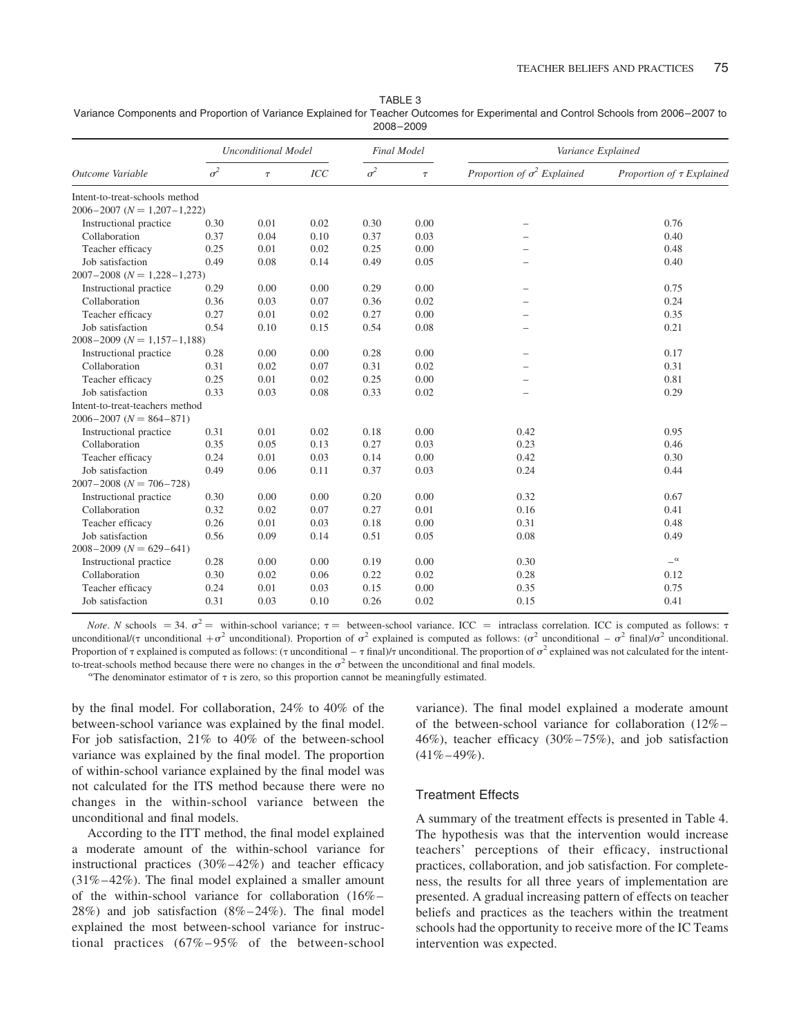TABLE 3
Variance Components and Proportion of Variance Explained for Teacher Outcomes for Experimental and Control Schools from 2006–2007 to 2008–2009

| Outcome Variable | *Unconditional Model* $\sigma^2$ | $\tau$ | *ICC* | *Final Model* $\sigma^2$ | $\tau$ | *Variance Explained* Proportion of $\sigma^2$ Explained | Proportion of $\tau$ Explained |
|---|---|---|---|---|---|---|---|
| Intent-to-treat-schools method | | | | | | | |
| 2006–2007 ($N$ = 1,207–1,222) | | | | | | | |
| Instructional practice | 0.30 | 0.01 | 0.02 | 0.30 | 0.00 | – | 0.76 |
| Collaboration | 0.37 | 0.04 | 0.10 | 0.37 | 0.03 | – | 0.40 |
| Teacher efficacy | 0.25 | 0.01 | 0.02 | 0.25 | 0.00 | – | 0.48 |
| Job satisfaction | 0.49 | 0.08 | 0.14 | 0.49 | 0.05 | – | 0.40 |
| 2007–2008 ($N$ = 1,228–1,273) | | | | | | | |
| Instructional practice | 0.29 | 0.00 | 0.00 | 0.29 | 0.00 | – | 0.75 |
| Collaboration | 0.36 | 0.03 | 0.07 | 0.36 | 0.02 | – | 0.24 |
| Teacher efficacy | 0.27 | 0.01 | 0.02 | 0.27 | 0.00 | – | 0.35 |
| Job satisfaction | 0.54 | 0.10 | 0.15 | 0.54 | 0.08 | – | 0.21 |
| 2008–2009 ($N$ = 1,157–1,188) | | | | | | | |
| Instructional practice | 0.28 | 0.00 | 0.00 | 0.28 | 0.00 | – | 0.17 |
| Collaboration | 0.31 | 0.02 | 0.07 | 0.31 | 0.02 | – | 0.31 |
| Teacher efficacy | 0.25 | 0.01 | 0.02 | 0.25 | 0.00 | – | 0.81 |
| Job satisfaction | 0.33 | 0.03 | 0.08 | 0.33 | 0.02 | – | 0.29 |
| Intent-to-treat-teachers method | | | | | | | |
| 2006–2007 ($N$ = 864–871) | | | | | | | |
| Instructional practice | 0.31 | 0.01 | 0.02 | 0.18 | 0.00 | 0.42 | 0.95 |
| Collaboration | 0.35 | 0.05 | 0.13 | 0.27 | 0.03 | 0.23 | 0.46 |
| Teacher efficacy | 0.24 | 0.01 | 0.03 | 0.14 | 0.00 | 0.42 | 0.30 |
| Job satisfaction | 0.49 | 0.06 | 0.11 | 0.37 | 0.03 | 0.24 | 0.44 |
| 2007–2008 ($N$ = 706–728) | | | | | | | |
| Instructional practice | 0.30 | 0.00 | 0.00 | 0.20 | 0.00 | 0.32 | 0.67 |
| Collaboration | 0.32 | 0.02 | 0.07 | 0.27 | 0.01 | 0.16 | 0.41 |
| Teacher efficacy | 0.26 | 0.01 | 0.03 | 0.18 | 0.00 | 0.31 | 0.48 |
| Job satisfaction | 0.56 | 0.09 | 0.14 | 0.51 | 0.05 | 0.08 | 0.49 |
| 2008–2009 ($N$ = 629–641) | | | | | | | |
| Instructional practice | 0.28 | 0.00 | 0.00 | 0.19 | 0.00 | 0.30 | –[α] |
| Collaboration | 0.30 | 0.02 | 0.06 | 0.22 | 0.02 | 0.28 | 0.12 |
| Teacher efficacy | 0.24 | 0.01 | 0.03 | 0.15 | 0.00 | 0.35 | 0.75 |
| Job satisfaction | 0.31 | 0.03 | 0.10 | 0.26 | 0.02 | 0.15 | 0.41 |

*Note*. $N$ schools = 34. $\sigma^2$ = within-school variance; $\tau$ = between-school variance. ICC = intraclass correlation. ICC is computed as follows: $\tau$ unconditional/($\tau$ unconditional + $\sigma^2$ unconditional). Proportion of $\sigma^2$ explained is computed as follows: ($\sigma^2$ unconditional − $\sigma^2$ final)/$\sigma^2$ unconditional. Proportion of $\tau$ explained is computed as follows: ($\tau$ unconditional − $\tau$ final)/$\tau$ unconditional. The proportion of $\sigma^2$ explained was not calculated for the intent-to-treat-schools method because there were no changes in the $\sigma^2$ between the unconditional and final models.

[α]The denominator estimator of $\tau$ is zero, so this proportion cannot be meaningfully estimated.

by the final model. For collaboration, 24% to 40% of the between-school variance was explained by the final model. For job satisfaction, 21% to 40% of the between-school variance was explained by the final model. The proportion of within-school variance explained by the final model was not calculated for the ITS method because there were no changes in the within-school variance between the unconditional and final models.

According to the ITT method, the final model explained a moderate amount of the within-school variance for instructional practices (30%–42%) and teacher efficacy (31%–42%). The final model explained a smaller amount of the within-school variance for collaboration (16%–28%) and job satisfaction (8%–24%). The final model explained the most between-school variance for instructional practices (67%–95% of the between-school variance). The final model explained a moderate amount of the between-school variance for collaboration (12%–46%), teacher efficacy (30%–75%), and job satisfaction (41%–49%).

### Treatment Effects

A summary of the treatment effects is presented in Table 4. The hypothesis was that the intervention would increase teachers' perceptions of their efficacy, instructional practices, collaboration, and job satisfaction. For completeness, the results for all three years of implementation are presented. A gradual increasing pattern of effects on teacher beliefs and practices as the teachers within the treatment schools had the opportunity to receive more of the IC Teams intervention was expected.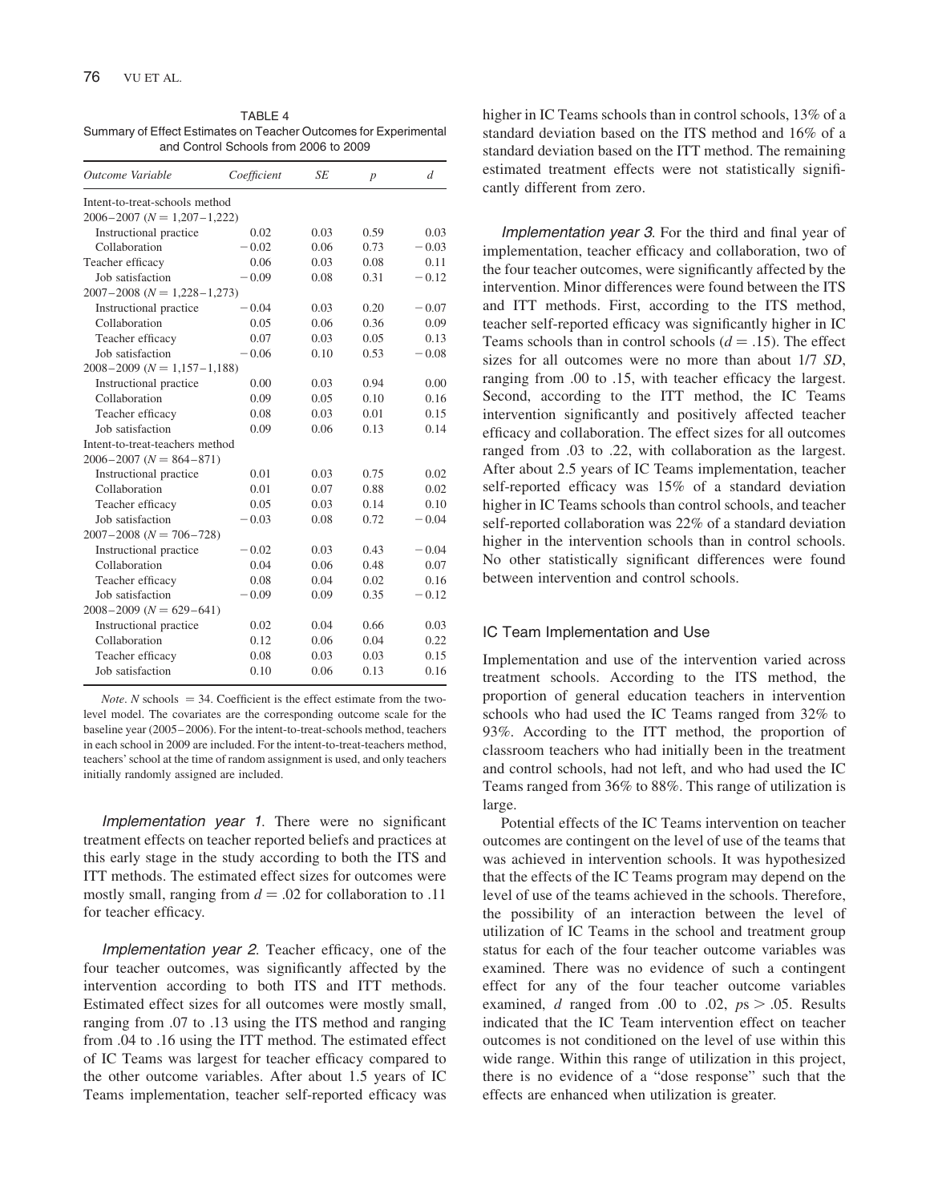TABLE 4
Summary of Effect Estimates on Teacher Outcomes for Experimental and Control Schools from 2006 to 2009

| *Outcome Variable* | *Coefficient* | *SE* | *p* | *d* |
|---|---|---|---|---|
| Intent-to-treat-schools method | | | | |
| 2006–2007 ($N = 1{,}207$–$1{,}222$) | | | | |
| Instructional practice | 0.02 | 0.03 | 0.59 | 0.03 |
| Collaboration | −0.02 | 0.06 | 0.73 | −0.03 |
| Teacher efficacy | 0.06 | 0.03 | 0.08 | 0.11 |
| Job satisfaction | −0.09 | 0.08 | 0.31 | −0.12 |
| 2007–2008 ($N = 1{,}228$–$1{,}273$) | | | | |
| Instructional practice | −0.04 | 0.03 | 0.20 | −0.07 |
| Collaboration | 0.05 | 0.06 | 0.36 | 0.09 |
| Teacher efficacy | 0.07 | 0.03 | 0.05 | 0.13 |
| Job satisfaction | −0.06 | 0.10 | 0.53 | −0.08 |
| 2008–2009 ($N = 1{,}157$–$1{,}188$) | | | | |
| Instructional practice | 0.00 | 0.03 | 0.94 | 0.00 |
| Collaboration | 0.09 | 0.05 | 0.10 | 0.16 |
| Teacher efficacy | 0.08 | 0.03 | 0.01 | 0.15 |
| Job satisfaction | 0.09 | 0.06 | 0.13 | 0.14 |
| Intent-to-treat-teachers method | | | | |
| 2006–2007 ($N = 864$–$871$) | | | | |
| Instructional practice | 0.01 | 0.03 | 0.75 | 0.02 |
| Collaboration | 0.01 | 0.07 | 0.88 | 0.02 |
| Teacher efficacy | 0.05 | 0.03 | 0.14 | 0.10 |
| Job satisfaction | −0.03 | 0.08 | 0.72 | −0.04 |
| 2007–2008 ($N = 706$–$728$) | | | | |
| Instructional practice | −0.02 | 0.03 | 0.43 | −0.04 |
| Collaboration | 0.04 | 0.06 | 0.48 | 0.07 |
| Teacher efficacy | 0.08 | 0.04 | 0.02 | 0.16 |
| Job satisfaction | −0.09 | 0.09 | 0.35 | −0.12 |
| 2008–2009 ($N = 629$–$641$) | | | | |
| Instructional practice | 0.02 | 0.04 | 0.66 | 0.03 |
| Collaboration | 0.12 | 0.06 | 0.04 | 0.22 |
| Teacher efficacy | 0.08 | 0.03 | 0.03 | 0.15 |
| Job satisfaction | 0.10 | 0.06 | 0.13 | 0.16 |

*Note*. $N$ schools = 34. Coefficient is the effect estimate from the two-level model. The covariates are the corresponding outcome scale for the baseline year (2005–2006). For the intent-to-treat-schools method, teachers in each school in 2009 are included. For the intent-to-treat-teachers method, teachers' school at the time of random assignment is used, and only teachers initially randomly assigned are included.

*Implementation year 1*. There were no significant treatment effects on teacher reported beliefs and practices at this early stage in the study according to both the ITS and ITT methods. The estimated effect sizes for outcomes were mostly small, ranging from $d = .02$ for collaboration to .11 for teacher efficacy.

*Implementation year 2*. Teacher efficacy, one of the four teacher outcomes, was significantly affected by the intervention according to both ITS and ITT methods. Estimated effect sizes for all outcomes were mostly small, ranging from .07 to .13 using the ITS method and ranging from .04 to .16 using the ITT method. The estimated effect of IC Teams was largest for teacher efficacy compared to the other outcome variables. After about 1.5 years of IC Teams implementation, teacher self-reported efficacy was higher in IC Teams schools than in control schools, 13% of a standard deviation based on the ITS method and 16% of a standard deviation based on the ITT method. The remaining estimated treatment effects were not statistically significantly different from zero.

*Implementation year 3*. For the third and final year of implementation, teacher efficacy and collaboration, two of the four teacher outcomes, were significantly affected by the intervention. Minor differences were found between the ITS and ITT methods. First, according to the ITS method, teacher self-reported efficacy was significantly higher in IC Teams schools than in control schools ($d = .15$). The effect sizes for all outcomes were no more than about 1/7 *SD*, ranging from .00 to .15, with teacher efficacy the largest. Second, according to the ITT method, the IC Teams intervention significantly and positively affected teacher efficacy and collaboration. The effect sizes for all outcomes ranged from .03 to .22, with collaboration as the largest. After about 2.5 years of IC Teams implementation, teacher self-reported efficacy was 15% of a standard deviation higher in IC Teams schools than control schools, and teacher self-reported collaboration was 22% of a standard deviation higher in the intervention schools than in control schools. No other statistically significant differences were found between intervention and control schools.

### IC Team Implementation and Use

Implementation and use of the intervention varied across treatment schools. According to the ITS method, the proportion of general education teachers in intervention schools who had used the IC Teams ranged from 32% to 93%. According to the ITT method, the proportion of classroom teachers who had initially been in the treatment and control schools, had not left, and who had used the IC Teams ranged from 36% to 88%. This range of utilization is large.

Potential effects of the IC Teams intervention on teacher outcomes are contingent on the level of use of the teams that was achieved in intervention schools. It was hypothesized that the effects of the IC Teams program may depend on the level of use of the teams achieved in the schools. Therefore, the possibility of an interaction between the level of utilization of IC Teams in the school and treatment group status for each of the four teacher outcome variables was examined. There was no evidence of such a contingent effect for any of the four teacher outcome variables examined, $d$ ranged from .00 to .02, $ps > .05$. Results indicated that the IC Team intervention effect on teacher outcomes is not conditioned on the level of use within this wide range. Within this range of utilization in this project, there is no evidence of a "dose response" such that the effects are enhanced when utilization is greater.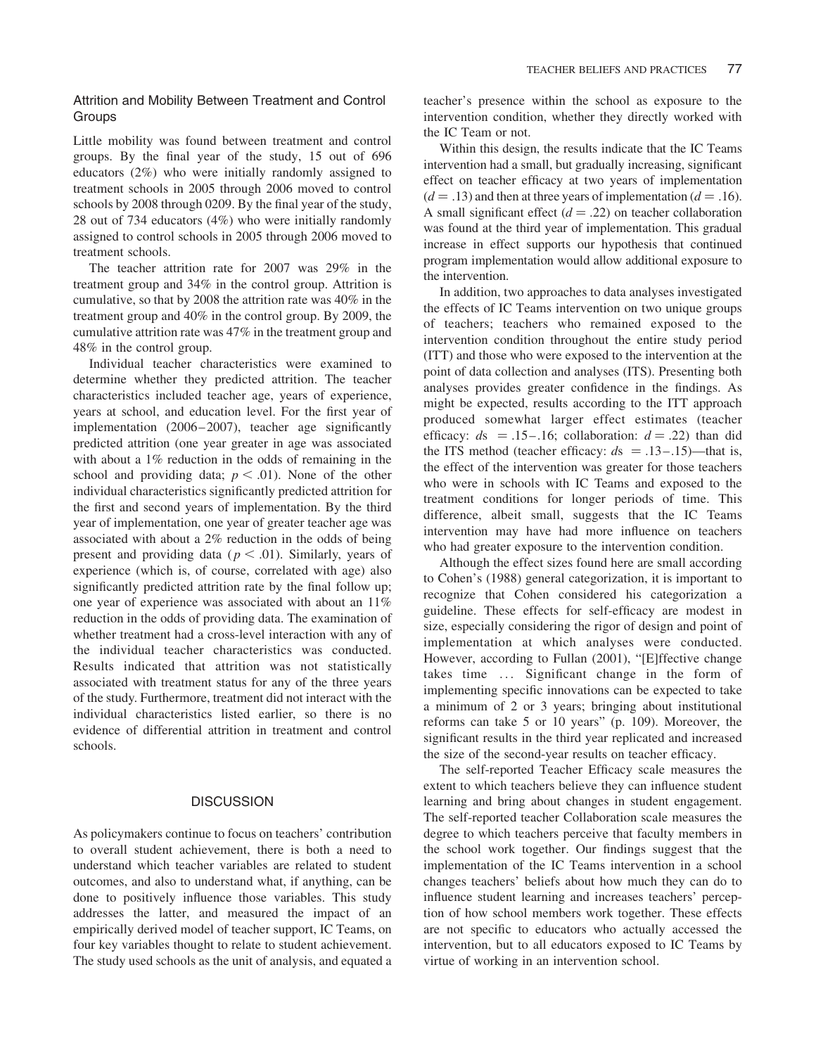### Attrition and Mobility Between Treatment and Control Groups

Little mobility was found between treatment and control groups. By the final year of the study, 15 out of 696 educators (2%) who were initially randomly assigned to treatment schools in 2005 through 2006 moved to control schools by 2008 through 0209. By the final year of the study, 28 out of 734 educators (4%) who were initially randomly assigned to control schools in 2005 through 2006 moved to treatment schools.

The teacher attrition rate for 2007 was 29% in the treatment group and 34% in the control group. Attrition is cumulative, so that by 2008 the attrition rate was 40% in the treatment group and 40% in the control group. By 2009, the cumulative attrition rate was 47% in the treatment group and 48% in the control group.

Individual teacher characteristics were examined to determine whether they predicted attrition. The teacher characteristics included teacher age, years of experience, years at school, and education level. For the first year of implementation (2006–2007), teacher age significantly predicted attrition (one year greater in age was associated with about a 1% reduction in the odds of remaining in the school and providing data; $p < .01$). None of the other individual characteristics significantly predicted attrition for the first and second years of implementation. By the third year of implementation, one year of greater teacher age was associated with about a 2% reduction in the odds of being present and providing data ($p < .01$). Similarly, years of experience (which is, of course, correlated with age) also significantly predicted attrition rate by the final follow up; one year of experience was associated with about an 11% reduction in the odds of providing data. The examination of whether treatment had a cross-level interaction with any of the individual teacher characteristics was conducted. Results indicated that attrition was not statistically associated with treatment status for any of the three years of the study. Furthermore, treatment did not interact with the individual characteristics listed earlier, so there is no evidence of differential attrition in treatment and control schools.

## DISCUSSION

As policymakers continue to focus on teachers' contribution to overall student achievement, there is both a need to understand which teacher variables are related to student outcomes, and also to understand what, if anything, can be done to positively influence those variables. This study addresses the latter, and measured the impact of an empirically derived model of teacher support, IC Teams, on four key variables thought to relate to student achievement. The study used schools as the unit of analysis, and equated a teacher's presence within the school as exposure to the intervention condition, whether they directly worked with the IC Team or not.

Within this design, the results indicate that the IC Teams intervention had a small, but gradually increasing, significant effect on teacher efficacy at two years of implementation ($d = .13$) and then at three years of implementation ($d = .16$). A small significant effect ($d = .22$) on teacher collaboration was found at the third year of implementation. This gradual increase in effect supports our hypothesis that continued program implementation would allow additional exposure to the intervention.

In addition, two approaches to data analyses investigated the effects of IC Teams intervention on two unique groups of teachers; teachers who remained exposed to the intervention condition throughout the entire study period (ITT) and those who were exposed to the intervention at the point of data collection and analyses (ITS). Presenting both analyses provides greater confidence in the findings. As might be expected, results according to the ITT approach produced somewhat larger effect estimates (teacher efficacy: $ds = .15–.16$; collaboration: $d = .22$) than did the ITS method (teacher efficacy: $ds = .13–.15$)—that is, the effect of the intervention was greater for those teachers who were in schools with IC Teams and exposed to the treatment conditions for longer periods of time. This difference, albeit small, suggests that the IC Teams intervention may have had more influence on teachers who had greater exposure to the intervention condition.

Although the effect sizes found here are small according to Cohen's (1988) general categorization, it is important to recognize that Cohen considered his categorization a guideline. These effects for self-efficacy are modest in size, especially considering the rigor of design and point of implementation at which analyses were conducted. However, according to Fullan (2001), "[E]ffective change takes time ... Significant change in the form of implementing specific innovations can be expected to take a minimum of 2 or 3 years; bringing about institutional reforms can take 5 or 10 years" (p. 109). Moreover, the significant results in the third year replicated and increased the size of the second-year results on teacher efficacy.

The self-reported Teacher Efficacy scale measures the extent to which teachers believe they can influence student learning and bring about changes in student engagement. The self-reported teacher Collaboration scale measures the degree to which teachers perceive that faculty members in the school work together. Our findings suggest that the implementation of the IC Teams intervention in a school changes teachers' beliefs about how much they can do to influence student learning and increases teachers' perception of how school members work together. These effects are not specific to educators who actually accessed the intervention, but to all educators exposed to IC Teams by virtue of working in an intervention school.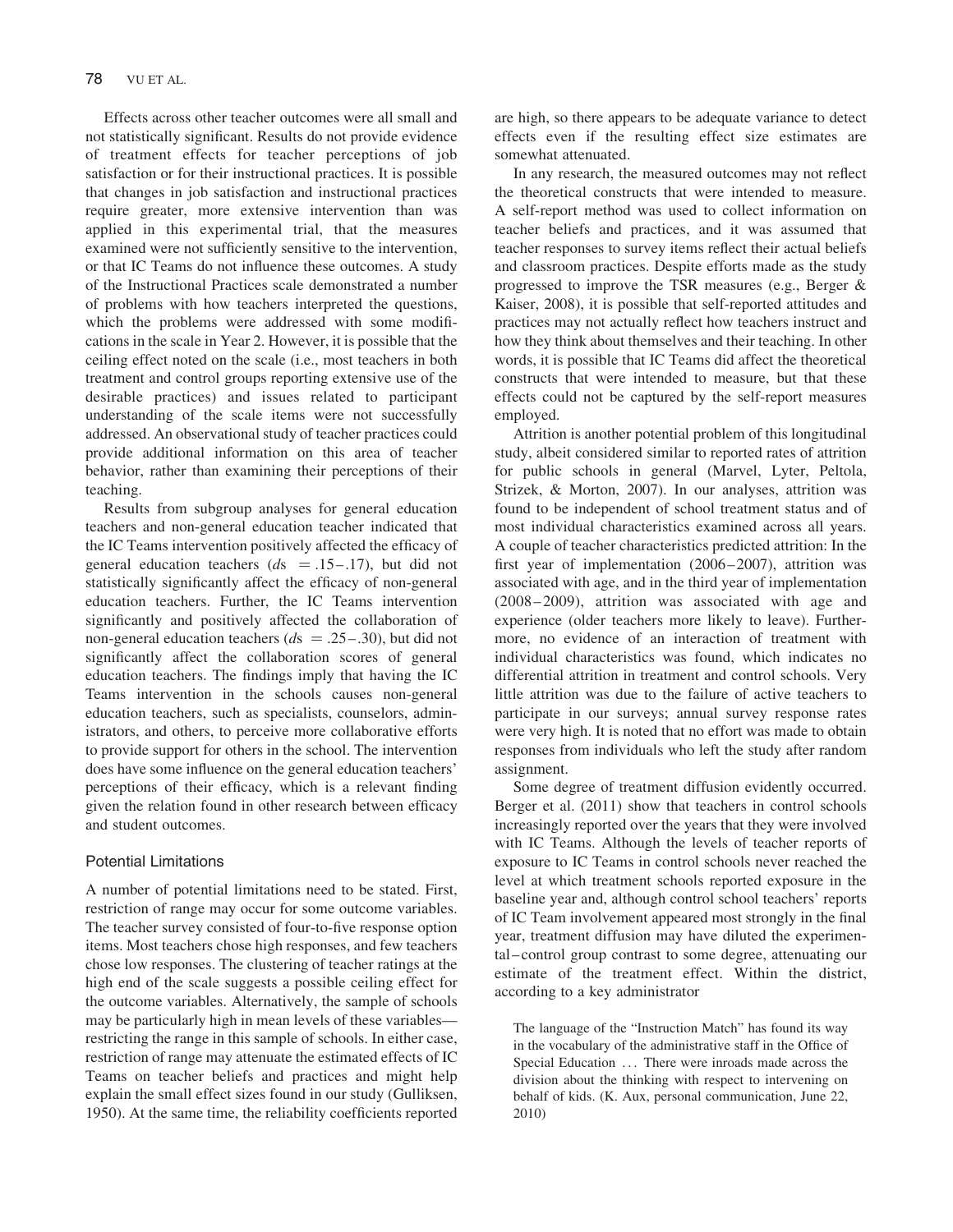Effects across other teacher outcomes were all small and not statistically significant. Results do not provide evidence of treatment effects for teacher perceptions of job satisfaction or for their instructional practices. It is possible that changes in job satisfaction and instructional practices require greater, more extensive intervention than was applied in this experimental trial, that the measures examined were not sufficiently sensitive to the intervention, or that IC Teams do not influence these outcomes. A study of the Instructional Practices scale demonstrated a number of problems with how teachers interpreted the questions, which the problems were addressed with some modifications in the scale in Year 2. However, it is possible that the ceiling effect noted on the scale (i.e., most teachers in both treatment and control groups reporting extensive use of the desirable practices) and issues related to participant understanding of the scale items were not successfully addressed. An observational study of teacher practices could provide additional information on this area of teacher behavior, rather than examining their perceptions of their teaching.

Results from subgroup analyses for general education teachers and non-general education teacher indicated that the IC Teams intervention positively affected the efficacy of general education teachers ($d$s $= .15–.17$), but did not statistically significantly affect the efficacy of non-general education teachers. Further, the IC Teams intervention significantly and positively affected the collaboration of non-general education teachers ($d$s $= .25–.30$), but did not significantly affect the collaboration scores of general education teachers. The findings imply that having the IC Teams intervention in the schools causes non-general education teachers, such as specialists, counselors, administrators, and others, to perceive more collaborative efforts to provide support for others in the school. The intervention does have some influence on the general education teachers' perceptions of their efficacy, which is a relevant finding given the relation found in other research between efficacy and student outcomes.

## Potential Limitations

A number of potential limitations need to be stated. First, restriction of range may occur for some outcome variables. The teacher survey consisted of four-to-five response option items. Most teachers chose high responses, and few teachers chose low responses. The clustering of teacher ratings at the high end of the scale suggests a possible ceiling effect for the outcome variables. Alternatively, the sample of schools may be particularly high in mean levels of these variables—restricting the range in this sample of schools. In either case, restriction of range may attenuate the estimated effects of IC Teams on teacher beliefs and practices and might help explain the small effect sizes found in our study (Gulliksen, 1950). At the same time, the reliability coefficients reported are high, so there appears to be adequate variance to detect effects even if the resulting effect size estimates are somewhat attenuated.

In any research, the measured outcomes may not reflect the theoretical constructs that were intended to measure. A self-report method was used to collect information on teacher beliefs and practices, and it was assumed that teacher responses to survey items reflect their actual beliefs and classroom practices. Despite efforts made as the study progressed to improve the TSR measures (e.g., Berger & Kaiser, 2008), it is possible that self-reported attitudes and practices may not actually reflect how teachers instruct and how they think about themselves and their teaching. In other words, it is possible that IC Teams did affect the theoretical constructs that were intended to measure, but that these effects could not be captured by the self-report measures employed.

Attrition is another potential problem of this longitudinal study, albeit considered similar to reported rates of attrition for public schools in general (Marvel, Lyter, Peltola, Strizek, & Morton, 2007). In our analyses, attrition was found to be independent of school treatment status and of most individual characteristics examined across all years. A couple of teacher characteristics predicted attrition: In the first year of implementation (2006–2007), attrition was associated with age, and in the third year of implementation (2008–2009), attrition was associated with age and experience (older teachers more likely to leave). Furthermore, no evidence of an interaction of treatment with individual characteristics was found, which indicates no differential attrition in treatment and control schools. Very little attrition was due to the failure of active teachers to participate in our surveys; annual survey response rates were very high. It is noted that no effort was made to obtain responses from individuals who left the study after random assignment.

Some degree of treatment diffusion evidently occurred. Berger et al. (2011) show that teachers in control schools increasingly reported over the years that they were involved with IC Teams. Although the levels of teacher reports of exposure to IC Teams in control schools never reached the level at which treatment schools reported exposure in the baseline year and, although control school teachers' reports of IC Team involvement appeared most strongly in the final year, treatment diffusion may have diluted the experimental–control group contrast to some degree, attenuating our estimate of the treatment effect. Within the district, according to a key administrator

> The language of the "Instruction Match" has found its way in the vocabulary of the administrative staff in the Office of Special Education … There were inroads made across the division about the thinking with respect to intervening on behalf of kids. (K. Aux, personal communication, June 22, 2010)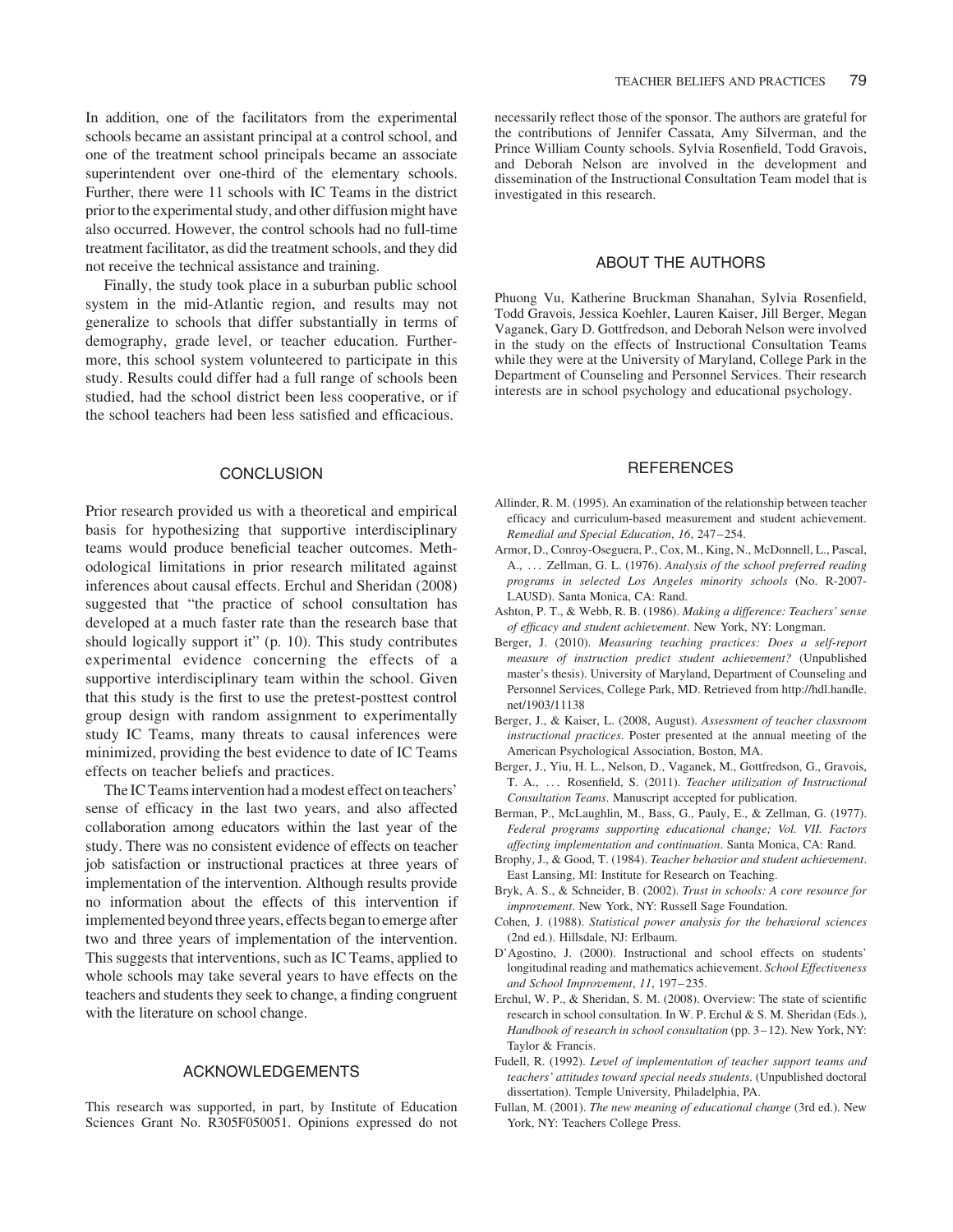In addition, one of the facilitators from the experimental schools became an assistant principal at a control school, and one of the treatment school principals became an associate superintendent over one-third of the elementary schools. Further, there were 11 schools with IC Teams in the district prior to the experimental study, and other diffusion might have also occurred. However, the control schools had no full-time treatment facilitator, as did the treatment schools, and they did not receive the technical assistance and training.

Finally, the study took place in a suburban public school system in the mid-Atlantic region, and results may not generalize to schools that differ substantially in terms of demography, grade level, or teacher education. Furthermore, this school system volunteered to participate in this study. Results could differ had a full range of schools been studied, had the school district been less cooperative, or if the school teachers had been less satisfied and efficacious.

## CONCLUSION

Prior research provided us with a theoretical and empirical basis for hypothesizing that supportive interdisciplinary teams would produce beneficial teacher outcomes. Methodological limitations in prior research militated against inferences about causal effects. Erchul and Sheridan (2008) suggested that "the practice of school consultation has developed at a much faster rate than the research base that should logically support it" (p. 10). This study contributes experimental evidence concerning the effects of a supportive interdisciplinary team within the school. Given that this study is the first to use the pretest-posttest control group design with random assignment to experimentally study IC Teams, many threats to causal inferences were minimized, providing the best evidence to date of IC Teams effects on teacher beliefs and practices.

The IC Teams intervention had a modest effect on teachers' sense of efficacy in the last two years, and also affected collaboration among educators within the last year of the study. There was no consistent evidence of effects on teacher job satisfaction or instructional practices at three years of implementation of the intervention. Although results provide no information about the effects of this intervention if implemented beyond three years, effects began to emerge after two and three years of implementation of the intervention. This suggests that interventions, such as IC Teams, applied to whole schools may take several years to have effects on the teachers and students they seek to change, a finding congruent with the literature on school change.

## ACKNOWLEDGEMENTS

This research was supported, in part, by Institute of Education Sciences Grant No. R305F050051. Opinions expressed do not necessarily reflect those of the sponsor. The authors are grateful for the contributions of Jennifer Cassata, Amy Silverman, and the Prince William County schools. Sylvia Rosenfield, Todd Gravois, and Deborah Nelson are involved in the development and dissemination of the Instructional Consultation Team model that is investigated in this research.

## ABOUT THE AUTHORS

Phuong Vu, Katherine Bruckman Shanahan, Sylvia Rosenfield, Todd Gravois, Jessica Koehler, Lauren Kaiser, Jill Berger, Megan Vaganek, Gary D. Gottfredson, and Deborah Nelson were involved in the study on the effects of Instructional Consultation Teams while they were at the University of Maryland, College Park in the Department of Counseling and Personnel Services. Their research interests are in school psychology and educational psychology.

## REFERENCES

Allinder, R. M. (1995). An examination of the relationship between teacher efficacy and curriculum-based measurement and student achievement. *Remedial and Special Education*, *16*, 247–254.

Armor, D., Conroy-Oseguera, P., Cox, M., King, N., McDonnell, L., Pascal, A., ... Zellman, G. L. (1976). *Analysis of the school preferred reading programs in selected Los Angeles minority schools* (No. R-2007-LAUSD). Santa Monica, CA: Rand.

Ashton, P. T., & Webb, R. B. (1986). *Making a difference: Teachers' sense of efficacy and student achievement*. New York, NY: Longman.

Berger, J. (2010). *Measuring teaching practices: Does a self-report measure of instruction predict student achievement?* (Unpublished master's thesis). University of Maryland, Department of Counseling and Personnel Services, College Park, MD. Retrieved from http://hdl.handle.net/1903/11138

Berger, J., & Kaiser, L. (2008, August). *Assessment of teacher classroom instructional practices*. Poster presented at the annual meeting of the American Psychological Association, Boston, MA.

Berger, J., Yiu, H. L., Nelson, D., Vaganek, M., Gottfredson, G., Gravois, T. A., ... Rosenfield, S. (2011). *Teacher utilization of Instructional Consultation Teams*. Manuscript accepted for publication.

Berman, P., McLaughlin, M., Bass, G., Pauly, E., & Zellman, G. (1977). *Federal programs supporting educational change; Vol. VII. Factors affecting implementation and continuation*. Santa Monica, CA: Rand.

Brophy, J., & Good, T. (1984). *Teacher behavior and student achievement*. East Lansing, MI: Institute for Research on Teaching.

Bryk, A. S., & Schneider, B. (2002). *Trust in schools: A core resource for improvement*. New York, NY: Russell Sage Foundation.

Cohen, J. (1988). *Statistical power analysis for the behavioral sciences* (2nd ed.). Hillsdale, NJ: Erlbaum.

D'Agostino, J. (2000). Instructional and school effects on students' longitudinal reading and mathematics achievement. *School Effectiveness and School Improvement*, *11*, 197–235.

Erchul, W. P., & Sheridan, S. M. (2008). Overview: The state of scientific research in school consultation. In W. P. Erchul & S. M. Sheridan (Eds.), *Handbook of research in school consultation* (pp. 3–12). New York, NY: Taylor & Francis.

Fudell, R. (1992). *Level of implementation of teacher support teams and teachers' attitudes toward special needs students*. (Unpublished doctoral dissertation). Temple University, Philadelphia, PA.

Fullan, M. (2001). *The new meaning of educational change* (3rd ed.). New York, NY: Teachers College Press.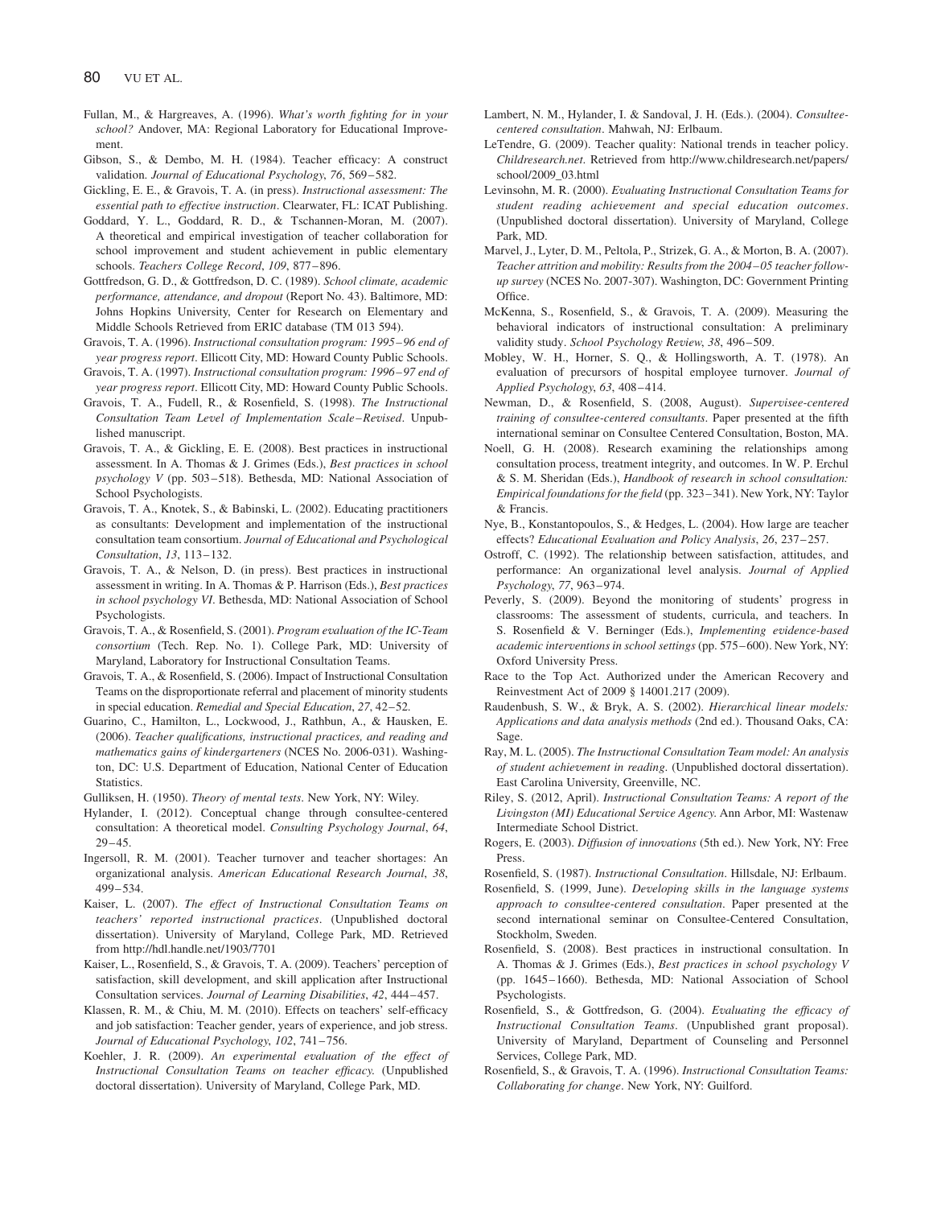Fullan, M., & Hargreaves, A. (1996). *What's worth fighting for in your school?* Andover, MA: Regional Laboratory for Educational Improvement.

Gibson, S., & Dembo, M. H. (1984). Teacher efficacy: A construct validation. *Journal of Educational Psychology*, *76*, 569–582.

Gickling, E. E., & Gravois, T. A. (in press). *Instructional assessment: The essential path to effective instruction*. Clearwater, FL: ICAT Publishing.

Goddard, Y. L., Goddard, R. D., & Tschannen-Moran, M. (2007). A theoretical and empirical investigation of teacher collaboration for school improvement and student achievement in public elementary schools. *Teachers College Record*, *109*, 877–896.

Gottfredson, G. D., & Gottfredson, D. C. (1989). *School climate, academic performance, attendance, and dropout* (Report No. 43). Baltimore, MD: Johns Hopkins University, Center for Research on Elementary and Middle Schools Retrieved from ERIC database (TM 013 594).

Gravois, T. A. (1996). *Instructional consultation program: 1995–96 end of year progress report*. Ellicott City, MD: Howard County Public Schools.

Gravois, T. A. (1997). *Instructional consultation program: 1996–97 end of year progress report*. Ellicott City, MD: Howard County Public Schools.

Gravois, T. A., Fudell, R., & Rosenfield, S. (1998). *The Instructional Consultation Team Level of Implementation Scale–Revised*. Unpublished manuscript.

Gravois, T. A., & Gickling, E. E. (2008). Best practices in instructional assessment. In A. Thomas & J. Grimes (Eds.), *Best practices in school psychology V* (pp. 503–518). Bethesda, MD: National Association of School Psychologists.

Gravois, T. A., Knotek, S., & Babinski, L. (2002). Educating practitioners as consultants: Development and implementation of the instructional consultation team consortium. *Journal of Educational and Psychological Consultation*, *13*, 113–132.

Gravois, T. A., & Nelson, D. (in press). Best practices in instructional assessment in writing. In A. Thomas & P. Harrison (Eds.), *Best practices in school psychology VI*. Bethesda, MD: National Association of School Psychologists.

Gravois, T. A., & Rosenfield, S. (2001). *Program evaluation of the IC-Team consortium* (Tech. Rep. No. 1). College Park, MD: University of Maryland, Laboratory for Instructional Consultation Teams.

Gravois, T. A., & Rosenfield, S. (2006). Impact of Instructional Consultation Teams on the disproportionate referral and placement of minority students in special education. *Remedial and Special Education*, *27*, 42–52.

Guarino, C., Hamilton, L., Lockwood, J., Rathbun, A., & Hausken, E. (2006). *Teacher qualifications, instructional practices, and reading and mathematics gains of kindergarteners* (NCES No. 2006-031). Washington, DC: U.S. Department of Education, National Center of Education Statistics.

Gulliksen, H. (1950). *Theory of mental tests*. New York, NY: Wiley.

Hylander, I. (2012). Conceptual change through consultee-centered consultation: A theoretical model. *Consulting Psychology Journal*, *64*, 29–45.

Ingersoll, R. M. (2001). Teacher turnover and teacher shortages: An organizational analysis. *American Educational Research Journal*, *38*, 499–534.

Kaiser, L. (2007). *The effect of Instructional Consultation Teams on teachers' reported instructional practices*. (Unpublished doctoral dissertation). University of Maryland, College Park, MD. Retrieved from http://hdl.handle.net/1903/7701

Kaiser, L., Rosenfield, S., & Gravois, T. A. (2009). Teachers' perception of satisfaction, skill development, and skill application after Instructional Consultation services. *Journal of Learning Disabilities*, *42*, 444–457.

Klassen, R. M., & Chiu, M. M. (2010). Effects on teachers' self-efficacy and job satisfaction: Teacher gender, years of experience, and job stress. *Journal of Educational Psychology*, *102*, 741–756.

Koehler, J. R. (2009). *An experimental evaluation of the effect of Instructional Consultation Teams on teacher efficacy.* (Unpublished doctoral dissertation). University of Maryland, College Park, MD.

Lambert, N. M., Hylander, I. & Sandoval, J. H. (Eds.). (2004). *Consultee-centered consultation*. Mahwah, NJ: Erlbaum.

LeTendre, G. (2009). Teacher quality: National trends in teacher policy. *Childresearch.net*. Retrieved from http://www.childresearch.net/papers/school/2009_03.html

Levinsohn, M. R. (2000). *Evaluating Instructional Consultation Teams for student reading achievement and special education outcomes*. (Unpublished doctoral dissertation). University of Maryland, College Park, MD.

Marvel, J., Lyter, D. M., Peltola, P., Strizek, G. A., & Morton, B. A. (2007). *Teacher attrition and mobility: Results from the 2004–05 teacher follow-up survey* (NCES No. 2007-307). Washington, DC: Government Printing Office.

McKenna, S., Rosenfield, S., & Gravois, T. A. (2009). Measuring the behavioral indicators of instructional consultation: A preliminary validity study. *School Psychology Review*, *38*, 496–509.

Mobley, W. H., Horner, S. Q., & Hollingsworth, A. T. (1978). An evaluation of precursors of hospital employee turnover. *Journal of Applied Psychology*, *63*, 408–414.

Newman, D., & Rosenfield, S. (2008, August). *Supervisee-centered training of consultee-centered consultants*. Paper presented at the fifth international seminar on Consultee Centered Consultation, Boston, MA.

Noell, G. H. (2008). Research examining the relationships among consultation process, treatment integrity, and outcomes. In W. P. Erchul & S. M. Sheridan (Eds.), *Handbook of research in school consultation: Empirical foundations for the field* (pp. 323–341). New York, NY: Taylor & Francis.

Nye, B., Konstantopoulos, S., & Hedges, L. (2004). How large are teacher effects? *Educational Evaluation and Policy Analysis*, *26*, 237–257.

Ostroff, C. (1992). The relationship between satisfaction, attitudes, and performance: An organizational level analysis. *Journal of Applied Psychology*, *77*, 963–974.

Peverly, S. (2009). Beyond the monitoring of students' progress in classrooms: The assessment of students, curricula, and teachers. In S. Rosenfield & V. Berninger (Eds.), *Implementing evidence-based academic interventions in school settings* (pp. 575–600). New York, NY: Oxford University Press.

Race to the Top Act. Authorized under the American Recovery and Reinvestment Act of 2009 § 14001.217 (2009).

Raudenbush, S. W., & Bryk, A. S. (2002). *Hierarchical linear models: Applications and data analysis methods* (2nd ed.). Thousand Oaks, CA: Sage.

Ray, M. L. (2005). *The Instructional Consultation Team model: An analysis of student achievement in reading*. (Unpublished doctoral dissertation). East Carolina University, Greenville, NC.

Riley, S. (2012, April). *Instructional Consultation Teams: A report of the Livingston (MI) Educational Service Agency.* Ann Arbor, MI: Wastenaw Intermediate School District.

Rogers, E. (2003). *Diffusion of innovations* (5th ed.). New York, NY: Free Press.

Rosenfield, S. (1987). *Instructional Consultation*. Hillsdale, NJ: Erlbaum.

Rosenfield, S. (1999, June). *Developing skills in the language systems approach to consultee-centered consultation*. Paper presented at the second international seminar on Consultee-Centered Consultation, Stockholm, Sweden.

Rosenfield, S. (2008). Best practices in instructional consultation. In A. Thomas & J. Grimes (Eds.), *Best practices in school psychology V* (pp. 1645–1660). Bethesda, MD: National Association of School Psychologists.

Rosenfield, S., & Gottfredson, G. (2004). *Evaluating the efficacy of Instructional Consultation Teams*. (Unpublished grant proposal). University of Maryland, Department of Counseling and Personnel Services, College Park, MD.

Rosenfield, S., & Gravois, T. A. (1996). *Instructional Consultation Teams: Collaborating for change*. New York, NY: Guilford.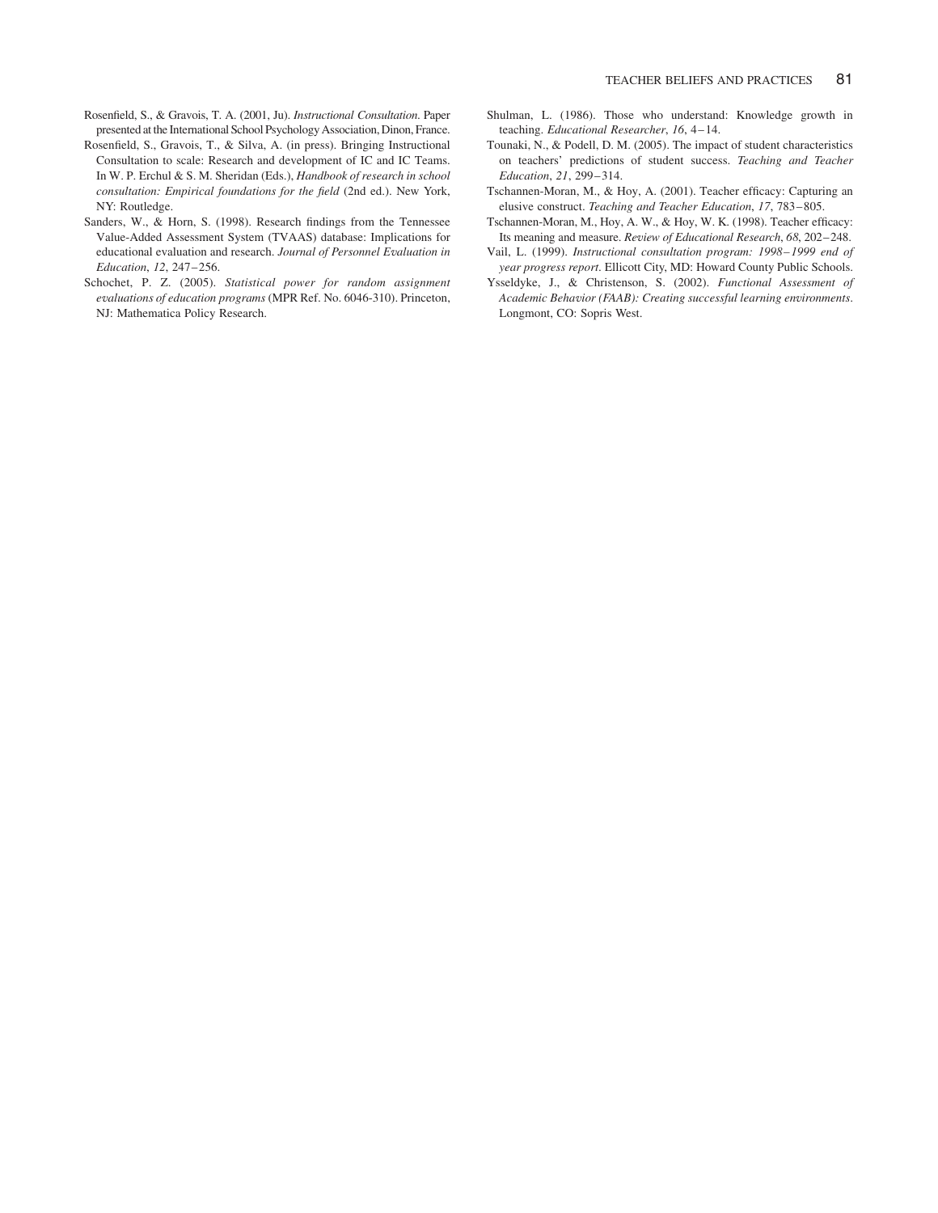Rosenfield, S., & Gravois, T. A. (2001, Ju). *Instructional Consultation.* Paper presented at the International School Psychology Association, Dinon, France.

Rosenfield, S., Gravois, T., & Silva, A. (in press). Bringing Instructional Consultation to scale: Research and development of IC and IC Teams. In W. P. Erchul & S. M. Sheridan (Eds.), *Handbook of research in school consultation: Empirical foundations for the field* (2nd ed.). New York, NY: Routledge.

Sanders, W., & Horn, S. (1998). Research findings from the Tennessee Value-Added Assessment System (TVAAS) database: Implications for educational evaluation and research. *Journal of Personnel Evaluation in Education*, *12*, 247–256.

Schochet, P. Z. (2005). *Statistical power for random assignment evaluations of education programs* (MPR Ref. No. 6046-310). Princeton, NJ: Mathematica Policy Research.

Shulman, L. (1986). Those who understand: Knowledge growth in teaching. *Educational Researcher*, *16*, 4–14.

Tounaki, N., & Podell, D. M. (2005). The impact of student characteristics on teachers' predictions of student success. *Teaching and Teacher Education*, *21*, 299–314.

Tschannen-Moran, M., & Hoy, A. (2001). Teacher efficacy: Capturing an elusive construct. *Teaching and Teacher Education*, *17*, 783–805.

Tschannen-Moran, M., Hoy, A. W., & Hoy, W. K. (1998). Teacher efficacy: Its meaning and measure. *Review of Educational Research*, *68*, 202–248.

Vail, L. (1999). *Instructional consultation program: 1998–1999 end of year progress report*. Ellicott City, MD: Howard County Public Schools.

Ysseldyke, J., & Christenson, S. (2002). *Functional Assessment of Academic Behavior (FAAB): Creating successful learning environments*. Longmont, CO: Sopris West.